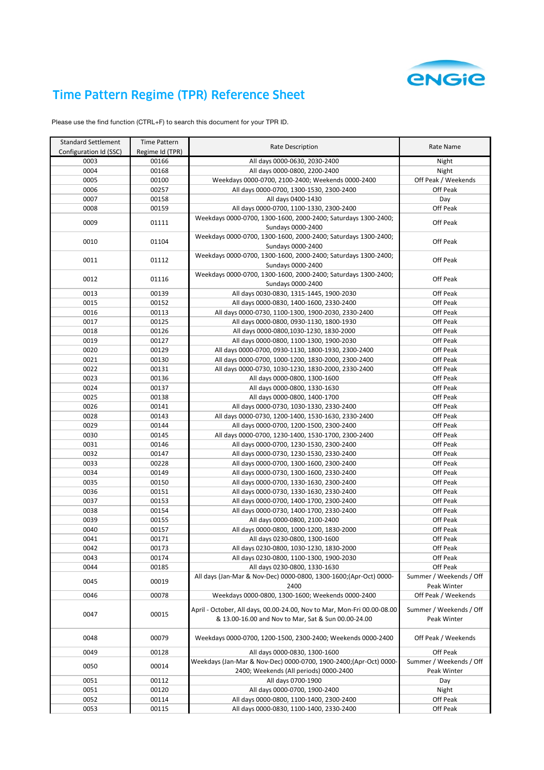# Time Pattern Regime (TPR) Reference Sheet

Please use the find function (CTRL+F) to search this document for your TPR ID.

| Standard Settlement Configuration Id (SSC) | Time Pattern Regime Id (TPR) | Rate Description | Rate Name |
|---|---|---|---|
| 0003 | 00166 | All days 0000-0630, 2030-2400 | Night |
| 0004 | 00168 | All days 0000-0800, 2200-2400 | Night |
| 0005 | 00100 | Weekdays 0000-0700, 2100-2400; Weekends 0000-2400 | Off Peak / Weekends |
| 0006 | 00257 | All days 0000-0700, 1300-1530, 2300-2400 | Off Peak |
| 0007 | 00158 | All days 0400-1430 | Day |
| 0008 | 00159 | All days 0000-0700, 1100-1330, 2300-2400 | Off Peak |
| 0009 | 01111 | Weekdays 0000-0700, 1300-1600, 2000-2400; Saturdays 1300-2400; Sundays 0000-2400 | Off Peak |
| 0010 | 01104 | Weekdays 0000-0700, 1300-1600, 2000-2400; Saturdays 1300-2400; Sundays 0000-2400 | Off Peak |
| 0011 | 01112 | Weekdays 0000-0700, 1300-1600, 2000-2400; Saturdays 1300-2400; Sundays 0000-2400 | Off Peak |
| 0012 | 01116 | Weekdays 0000-0700, 1300-1600, 2000-2400; Saturdays 1300-2400; Sundays 0000-2400 | Off Peak |
| 0013 | 00139 | All days 0030-0830, 1315-1445, 1900-2030 | Off Peak |
| 0015 | 00152 | All days 0000-0830, 1400-1600, 2330-2400 | Off Peak |
| 0016 | 00113 | All days 0000-0730, 1100-1300, 1900-2030, 2330-2400 | Off Peak |
| 0017 | 00125 | All days 0000-0800, 0930-1130, 1800-1930 | Off Peak |
| 0018 | 00126 | All days 0000-0800,1030-1230, 1830-2000 | Off Peak |
| 0019 | 00127 | All days 0000-0800, 1100-1300, 1900-2030 | Off Peak |
| 0020 | 00129 | All days 0000-0700, 0930-1130, 1800-1930, 2300-2400 | Off Peak |
| 0021 | 00130 | All days 0000-0700, 1000-1200, 1830-2000, 2300-2400 | Off Peak |
| 0022 | 00131 | All days 0000-0730, 1030-1230, 1830-2000, 2330-2400 | Off Peak |
| 0023 | 00136 | All days 0000-0800, 1300-1600 | Off Peak |
| 0024 | 00137 | All days 0000-0800, 1330-1630 | Off Peak |
| 0025 | 00138 | All days 0000-0800, 1400-1700 | Off Peak |
| 0026 | 00141 | All days 0000-0730, 1030-1330, 2330-2400 | Off Peak |
| 0028 | 00143 | All days 0000-0730, 1200-1400, 1530-1630, 2330-2400 | Off Peak |
| 0029 | 00144 | All days 0000-0700, 1200-1500, 2300-2400 | Off Peak |
| 0030 | 00145 | All days 0000-0700, 1230-1400, 1530-1700, 2300-2400 | Off Peak |
| 0031 | 00146 | All days 0000-0700, 1230-1530, 2300-2400 | Off Peak |
| 0032 | 00147 | All days 0000-0730, 1230-1530, 2330-2400 | Off Peak |
| 0033 | 00228 | All days 0000-0700, 1300-1600, 2300-2400 | Off Peak |
| 0034 | 00149 | All days 0000-0730, 1300-1600, 2330-2400 | Off Peak |
| 0035 | 00150 | All days 0000-0700, 1330-1630, 2300-2400 | Off Peak |
| 0036 | 00151 | All days 0000-0730, 1330-1630, 2330-2400 | Off Peak |
| 0037 | 00153 | All days 0000-0700, 1400-1700, 2300-2400 | Off Peak |
| 0038 | 00154 | All days 0000-0730, 1400-1700, 2330-2400 | Off Peak |
| 0039 | 00155 | All days 0000-0800, 2100-2400 | Off Peak |
| 0040 | 00157 | All days 0000-0800, 1000-1200, 1830-2000 | Off Peak |
| 0041 | 00171 | All days 0230-0800, 1300-1600 | Off Peak |
| 0042 | 00173 | All days 0230-0800, 1030-1230, 1830-2000 | Off Peak |
| 0043 | 00174 | All days 0230-0800, 1100-1300, 1900-2030 | Off Peak |
| 0044 | 00185 | All days 0230-0800, 1330-1630 | Off Peak |
| 0045 | 00019 | All days (Jan-Mar & Nov-Dec) 0000-0800, 1300-1600;(Apr-Oct) 0000-2400 | Summer / Weekends / Off Peak Winter |
| 0046 | 00078 | Weekdays 0000-0800, 1300-1600; Weekends 0000-2400 | Off Peak / Weekends |
| 0047 | 00015 | April - October, All days, 00.00-24.00, Nov to Mar, Mon-Fri 00.00-08.00 & 13.00-16.00 and Nov to Mar, Sat & Sun 00.00-24.00 | Summer / Weekends / Off Peak Winter |
| 0048 | 00079 | Weekdays 0000-0700, 1200-1500, 2300-2400; Weekends 0000-2400 | Off Peak / Weekends |
| 0049 | 00128 | All days 0000-0830, 1300-1600 | Off Peak |
| 0050 | 00014 | Weekdays (Jan-Mar & Nov-Dec) 0000-0700, 1900-2400;(Apr-Oct) 0000-2400; Weekends (All periods) 0000-2400 | Summer / Weekends / Off Peak Winter |
| 0051 | 00112 | All days 0700-1900 | Day |
| 0051 | 00120 | All days 0000-0700, 1900-2400 | Night |
| 0052 | 00114 | All days 0000-0800, 1100-1400, 2300-2400 | Off Peak |
| 0053 | 00115 | All days 0000-0830, 1100-1400, 2330-2400 | Off Peak |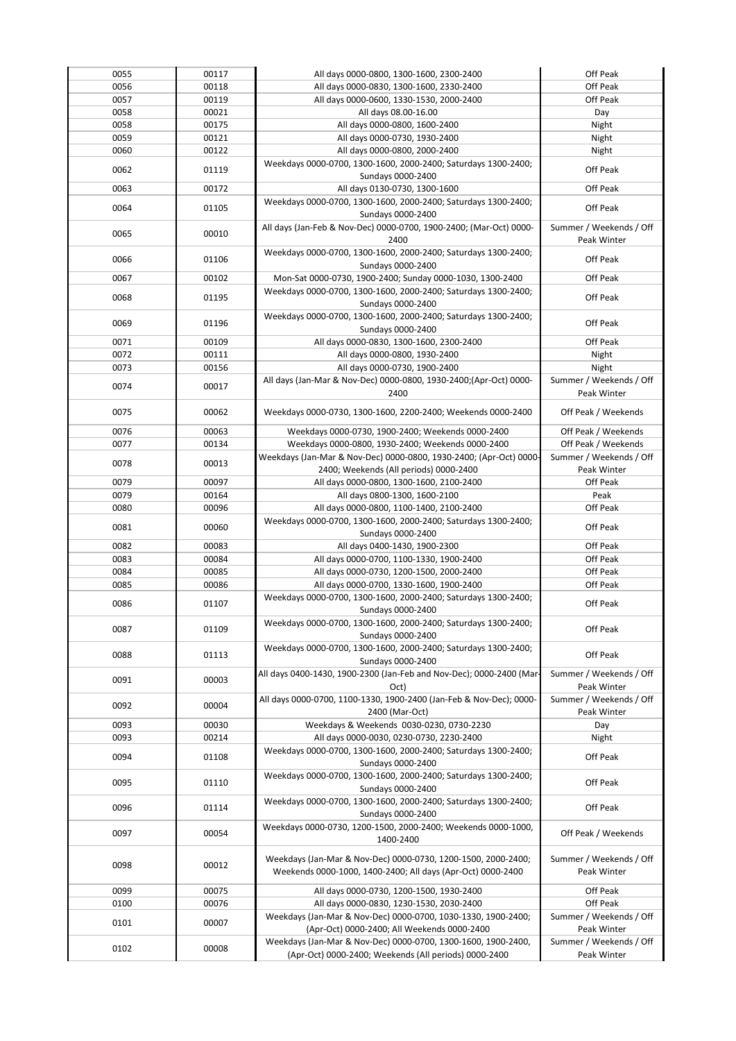| 0055 | 00117 | All days 0000-0800, 1300-1600, 2300-2400 | Off Peak |
|---|---|---|---|
| 0056 | 00118 | All days 0000-0830, 1300-1600, 2330-2400 | Off Peak |
| 0057 | 00119 | All days 0000-0600, 1330-1530, 2000-2400 | Off Peak |
| 0058 | 00021 | All days 08.00-16.00 | Day |
| 0058 | 00175 | All days 0000-0800, 1600-2400 | Night |
| 0059 | 00121 | All days 0000-0730, 1930-2400 | Night |
| 0060 | 00122 | All days 0000-0800, 2000-2400 | Night |
| 0062 | 01119 | Weekdays 0000-0700, 1300-1600, 2000-2400; Saturdays 1300-2400; Sundays 0000-2400 | Off Peak |
| 0063 | 00172 | All days 0130-0730, 1300-1600 | Off Peak |
| 0064 | 01105 | Weekdays 0000-0700, 1300-1600, 2000-2400; Saturdays 1300-2400; Sundays 0000-2400 | Off Peak |
| 0065 | 00010 | All days (Jan-Feb & Nov-Dec) 0000-0700, 1900-2400; (Mar-Oct) 0000-2400 | Summer / Weekends / Off Peak Winter |
| 0066 | 01106 | Weekdays 0000-0700, 1300-1600, 2000-2400; Saturdays 1300-2400; Sundays 0000-2400 | Off Peak |
| 0067 | 00102 | Mon-Sat 0000-0730, 1900-2400; Sunday 0000-1030, 1300-2400 | Off Peak |
| 0068 | 01195 | Weekdays 0000-0700, 1300-1600, 2000-2400; Saturdays 1300-2400; Sundays 0000-2400 | Off Peak |
| 0069 | 01196 | Weekdays 0000-0700, 1300-1600, 2000-2400; Saturdays 1300-2400; Sundays 0000-2400 | Off Peak |
| 0071 | 00109 | All days 0000-0830, 1300-1600, 2300-2400 | Off Peak |
| 0072 | 00111 | All days 0000-0800, 1930-2400 | Night |
| 0073 | 00156 | All days 0000-0730, 1900-2400 | Night |
| 0074 | 00017 | All days (Jan-Mar & Nov-Dec) 0000-0800, 1930-2400;(Apr-Oct) 0000-2400 | Summer / Weekends / Off Peak Winter |
| 0075 | 00062 | Weekdays 0000-0730, 1300-1600, 2200-2400; Weekends 0000-2400 | Off Peak / Weekends |
| 0076 | 00063 | Weekdays 0000-0730, 1900-2400; Weekends 0000-2400 | Off Peak / Weekends |
| 0077 | 00134 | Weekdays 0000-0800, 1930-2400; Weekends 0000-2400 | Off Peak / Weekends |
| 0078 | 00013 | Weekdays (Jan-Mar & Nov-Dec) 0000-0800, 1930-2400; (Apr-Oct) 0000-2400; Weekends (All periods) 0000-2400 | Summer / Weekends / Off Peak Winter |
| 0079 | 00097 | All days 0000-0800, 1300-1600, 2100-2400 | Off Peak |
| 0079 | 00164 | All days 0800-1300, 1600-2100 | Peak |
| 0080 | 00096 | All days 0000-0800, 1100-1400, 2100-2400 | Off Peak |
| 0081 | 00060 | Weekdays 0000-0700, 1300-1600, 2000-2400; Saturdays 1300-2400; Sundays 0000-2400 | Off Peak |
| 0082 | 00083 | All days 0400-1430, 1900-2300 | Off Peak |
| 0083 | 00084 | All days 0000-0700, 1100-1330, 1900-2400 | Off Peak |
| 0084 | 00085 | All days 0000-0730, 1200-1500, 2000-2400 | Off Peak |
| 0085 | 00086 | All days 0000-0700, 1330-1600, 1900-2400 | Off Peak |
| 0086 | 01107 | Weekdays 0000-0700, 1300-1600, 2000-2400; Saturdays 1300-2400; Sundays 0000-2400 | Off Peak |
| 0087 | 01109 | Weekdays 0000-0700, 1300-1600, 2000-2400; Saturdays 1300-2400; Sundays 0000-2400 | Off Peak |
| 0088 | 01113 | Weekdays 0000-0700, 1300-1600, 2000-2400; Saturdays 1300-2400; Sundays 0000-2400 | Off Peak |
| 0091 | 00003 | All days 0400-1430, 1900-2300 (Jan-Feb and Nov-Dec); 0000-2400 (Mar-Oct) | Summer / Weekends / Off Peak Winter |
| 0092 | 00004 | All days 0000-0700, 1100-1330, 1900-2400 (Jan-Feb & Nov-Dec); 0000-2400 (Mar-Oct) | Summer / Weekends / Off Peak Winter |
| 0093 | 00030 | Weekdays & Weekends 0030-0230, 0730-2230 | Day |
| 0093 | 00214 | All days 0000-0030, 0230-0730, 2230-2400 | Night |
| 0094 | 01108 | Weekdays 0000-0700, 1300-1600, 2000-2400; Saturdays 1300-2400; Sundays 0000-2400 | Off Peak |
| 0095 | 01110 | Weekdays 0000-0700, 1300-1600, 2000-2400; Saturdays 1300-2400; Sundays 0000-2400 | Off Peak |
| 0096 | 01114 | Weekdays 0000-0700, 1300-1600, 2000-2400; Saturdays 1300-2400; Sundays 0000-2400 | Off Peak |
| 0097 | 00054 | Weekdays 0000-0730, 1200-1500, 2000-2400; Weekends 0000-1000, 1400-2400 | Off Peak / Weekends |
| 0098 | 00012 | Weekdays (Jan-Mar & Nov-Dec) 0000-0730, 1200-1500, 2000-2400; Weekends 0000-1000, 1400-2400; All days (Apr-Oct) 0000-2400 | Summer / Weekends / Off Peak Winter |
| 0099 | 00075 | All days 0000-0730, 1200-1500, 1930-2400 | Off Peak |
| 0100 | 00076 | All days 0000-0830, 1230-1530, 2030-2400 | Off Peak |
| 0101 | 00007 | Weekdays (Jan-Mar & Nov-Dec) 0000-0700, 1030-1330, 1900-2400; (Apr-Oct) 0000-2400; All Weekends 0000-2400 | Summer / Weekends / Off Peak Winter |
| 0102 | 00008 | Weekdays (Jan-Mar & Nov-Dec) 0000-0700, 1300-1600, 1900-2400, (Apr-Oct) 0000-2400; Weekends (All periods) 0000-2400 | Summer / Weekends / Off Peak Winter |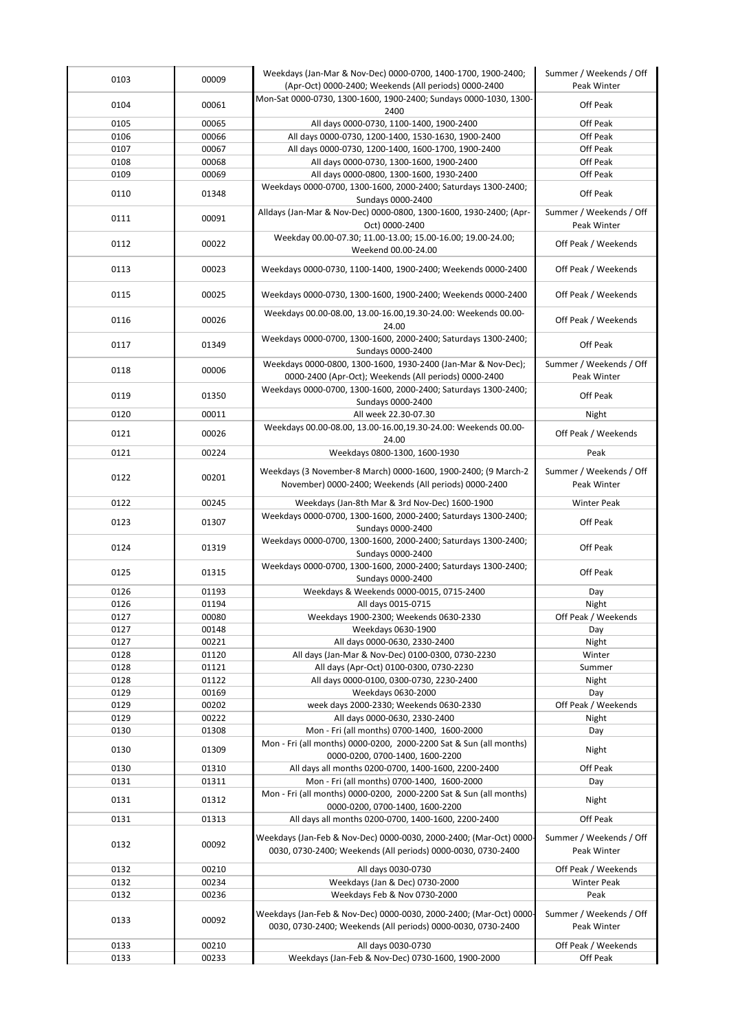| 0103 | 00009 | Weekdays (Jan-Mar & Nov-Dec) 0000-0700, 1400-1700, 1900-2400; (Apr-Oct) 0000-2400; Weekends (All periods) 0000-2400 | Summer / Weekends / Off Peak Winter |
|---|---|---|---|
| 0104 | 00061 | Mon-Sat 0000-0730, 1300-1600, 1900-2400; Sundays 0000-1030, 1300-2400 | Off Peak |
| 0105 | 00065 | All days 0000-0730, 1100-1400, 1900-2400 | Off Peak |
| 0106 | 00066 | All days 0000-0730, 1200-1400, 1530-1630, 1900-2400 | Off Peak |
| 0107 | 00067 | All days 0000-0730, 1200-1400, 1600-1700, 1900-2400 | Off Peak |
| 0108 | 00068 | All days 0000-0730, 1300-1600, 1900-2400 | Off Peak |
| 0109 | 00069 | All days 0000-0800, 1300-1600, 1930-2400 | Off Peak |
| 0110 | 01348 | Weekdays 0000-0700, 1300-1600, 2000-2400; Saturdays 1300-2400; Sundays 0000-2400 | Off Peak |
| 0111 | 00091 | Alldays (Jan-Mar & Nov-Dec) 0000-0800, 1300-1600, 1930-2400; (Apr-Oct) 0000-2400 | Summer / Weekends / Off Peak Winter |
| 0112 | 00022 | Weekday 00.00-07.30; 11.00-13.00; 15.00-16.00; 19.00-24.00; Weekend 00.00-24.00 | Off Peak / Weekends |
| 0113 | 00023 | Weekdays 0000-0730, 1100-1400, 1900-2400; Weekends 0000-2400 | Off Peak / Weekends |
| 0115 | 00025 | Weekdays 0000-0730, 1300-1600, 1900-2400; Weekends 0000-2400 | Off Peak / Weekends |
| 0116 | 00026 | Weekdays 00.00-08.00, 13.00-16.00,19.30-24.00: Weekends 00.00-24.00 | Off Peak / Weekends |
| 0117 | 01349 | Weekdays 0000-0700, 1300-1600, 2000-2400; Saturdays 1300-2400; Sundays 0000-2400 | Off Peak |
| 0118 | 00006 | Weekdays 0000-0800, 1300-1600, 1930-2400 (Jan-Mar & Nov-Dec); 0000-2400 (Apr-Oct); Weekends (All periods) 0000-2400 | Summer / Weekends / Off Peak Winter |
| 0119 | 01350 | Weekdays 0000-0700, 1300-1600, 2000-2400; Saturdays 1300-2400; Sundays 0000-2400 | Off Peak |
| 0120 | 00011 | All week 22.30-07.30 | Night |
| 0121 | 00026 | Weekdays 00.00-08.00, 13.00-16.00,19.30-24.00: Weekends 00.00-24.00 | Off Peak / Weekends |
| 0121 | 00224 | Weekdays 0800-1300, 1600-1930 | Peak |
| 0122 | 00201 | Weekdays (3 November-8 March) 0000-1600, 1900-2400; (9 March-2 November) 0000-2400; Weekends (All periods) 0000-2400 | Summer / Weekends / Off Peak Winter |
| 0122 | 00245 | Weekdays (Jan-8th Mar & 3rd Nov-Dec) 1600-1900 | Winter Peak |
| 0123 | 01307 | Weekdays 0000-0700, 1300-1600, 2000-2400; Saturdays 1300-2400; Sundays 0000-2400 | Off Peak |
| 0124 | 01319 | Weekdays 0000-0700, 1300-1600, 2000-2400; Saturdays 1300-2400; Sundays 0000-2400 | Off Peak |
| 0125 | 01315 | Weekdays 0000-0700, 1300-1600, 2000-2400; Saturdays 1300-2400; Sundays 0000-2400 | Off Peak |
| 0126 | 01193 | Weekdays & Weekends 0000-0015, 0715-2400 | Day |
| 0126 | 01194 | All days 0015-0715 | Night |
| 0127 | 00080 | Weekdays 1900-2300; Weekends 0630-2330 | Off Peak / Weekends |
| 0127 | 00148 | Weekdays 0630-1900 | Day |
| 0127 | 00221 | All days 0000-0630, 2330-2400 | Night |
| 0128 | 01120 | All days (Jan-Mar & Nov-Dec) 0100-0300, 0730-2230 | Winter |
| 0128 | 01121 | All days (Apr-Oct) 0100-0300, 0730-2230 | Summer |
| 0128 | 01122 | All days 0000-0100, 0300-0730, 2230-2400 | Night |
| 0129 | 00169 | Weekdays 0630-2000 | Day |
| 0129 | 00202 | week days 2000-2330; Weekends 0630-2330 | Off Peak / Weekends |
| 0129 | 00222 | All days 0000-0630, 2330-2400 | Night |
| 0130 | 01308 | Mon - Fri (all months) 0700-1400, 1600-2000 | Day |
| 0130 | 01309 | Mon - Fri (all months) 0000-0200, 2000-2200 Sat & Sun (all months) 0000-0200, 0700-1400, 1600-2200 | Night |
| 0130 | 01310 | All days all months 0200-0700, 1400-1600, 2200-2400 | Off Peak |
| 0131 | 01311 | Mon - Fri (all months) 0700-1400, 1600-2000 | Day |
| 0131 | 01312 | Mon - Fri (all months) 0000-0200, 2000-2200 Sat & Sun (all months) 0000-0200, 0700-1400, 1600-2200 | Night |
| 0131 | 01313 | All days all months 0200-0700, 1400-1600, 2200-2400 | Off Peak |
| 0132 | 00092 | Weekdays (Jan-Feb & Nov-Dec) 0000-0030, 2000-2400; (Mar-Oct) 0000-0030, 0730-2400; Weekends (All periods) 0000-0030, 0730-2400 | Summer / Weekends / Off Peak Winter |
| 0132 | 00210 | All days 0030-0730 | Off Peak / Weekends |
| 0132 | 00234 | Weekdays (Jan & Dec) 0730-2000 | Winter Peak |
| 0132 | 00236 | Weekdays Feb & Nov 0730-2000 | Peak |
| 0133 | 00092 | Weekdays (Jan-Feb & Nov-Dec) 0000-0030, 2000-2400; (Mar-Oct) 0000-0030, 0730-2400; Weekends (All periods) 0000-0030, 0730-2400 | Summer / Weekends / Off Peak Winter |
| 0133 | 00210 | All days 0030-0730 | Off Peak / Weekends |
| 0133 | 00233 | Weekdays (Jan-Feb & Nov-Dec) 0730-1600, 1900-2000 | Off Peak |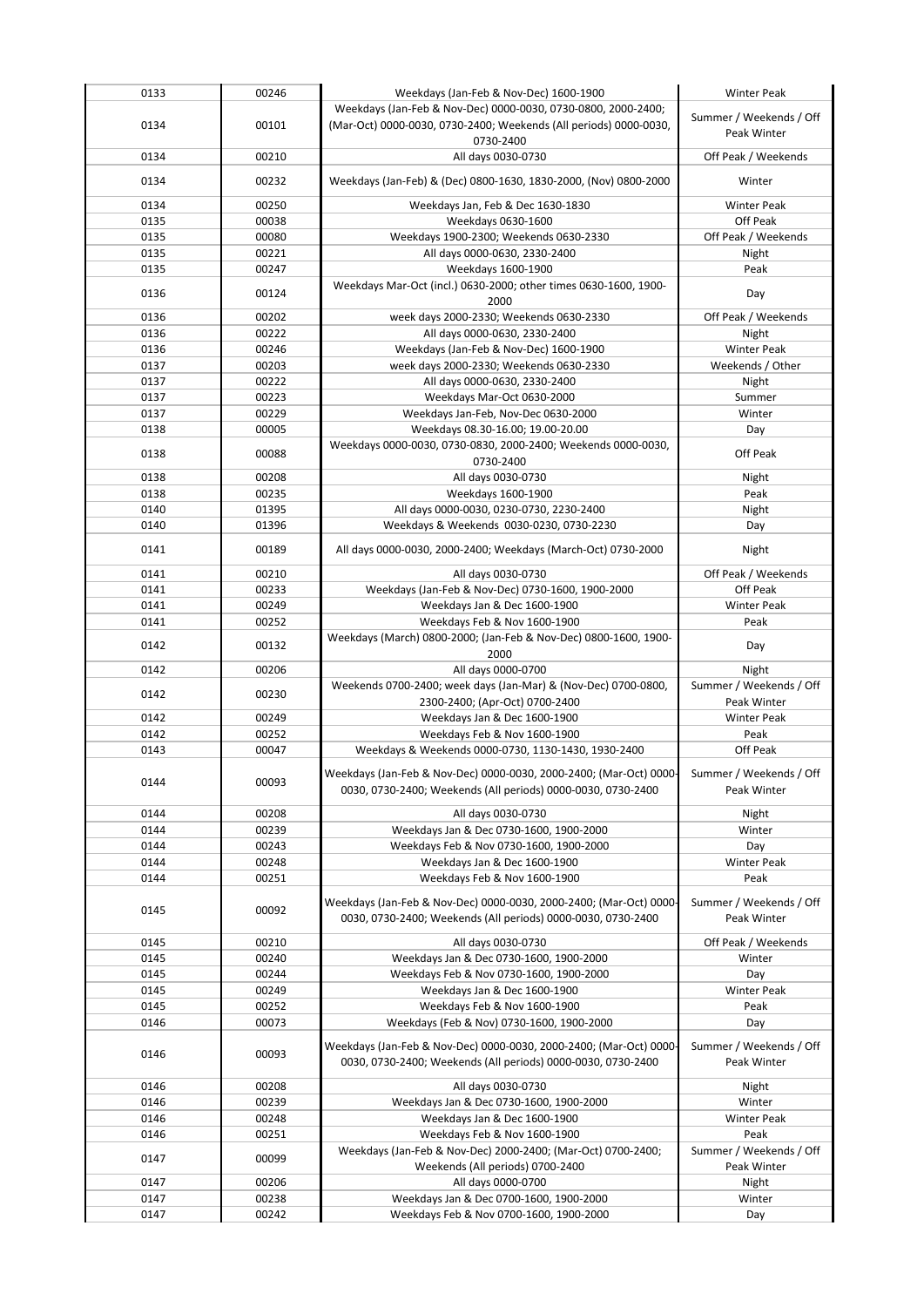| | | | |
|---|---|---|---|
| 0133 | 00246 | Weekdays (Jan-Feb & Nov-Dec) 1600-1900 | Winter Peak |
| 0134 | 00101 | Weekdays (Jan-Feb & Nov-Dec) 0000-0030, 0730-0800, 2000-2400; (Mar-Oct) 0000-0030, 0730-2400; Weekends (All periods) 0000-0030, 0730-2400 | Summer / Weekends / Off Peak Winter |
| 0134 | 00210 | All days 0030-0730 | Off Peak / Weekends |
| 0134 | 00232 | Weekdays (Jan-Feb) & (Dec) 0800-1630, 1830-2000, (Nov) 0800-2000 | Winter |
| 0134 | 00250 | Weekdays Jan, Feb & Dec 1630-1830 | Winter Peak |
| 0135 | 00038 | Weekdays 0630-1600 | Off Peak |
| 0135 | 00080 | Weekdays 1900-2300; Weekends 0630-2330 | Off Peak / Weekends |
| 0135 | 00221 | All days 0000-0630, 2330-2400 | Night |
| 0135 | 00247 | Weekdays 1600-1900 | Peak |
| 0136 | 00124 | Weekdays Mar-Oct (incl.) 0630-2000; other times 0630-1600, 1900-2000 | Day |
| 0136 | 00202 | week days 2000-2330; Weekends 0630-2330 | Off Peak / Weekends |
| 0136 | 00222 | All days 0000-0630, 2330-2400 | Night |
| 0136 | 00246 | Weekdays (Jan-Feb & Nov-Dec) 1600-1900 | Winter Peak |
| 0137 | 00203 | week days 2000-2330; Weekends 0630-2330 | Weekends / Other |
| 0137 | 00222 | All days 0000-0630, 2330-2400 | Night |
| 0137 | 00223 | Weekdays Mar-Oct 0630-2000 | Summer |
| 0137 | 00229 | Weekdays Jan-Feb, Nov-Dec 0630-2000 | Winter |
| 0138 | 00005 | Weekdays 08.30-16.00; 19.00-20.00 | Day |
| 0138 | 00088 | Weekdays 0000-0030, 0730-0830, 2000-2400; Weekends 0000-0030, 0730-2400 | Off Peak |
| 0138 | 00208 | All days 0030-0730 | Night |
| 0138 | 00235 | Weekdays 1600-1900 | Peak |
| 0140 | 01395 | All days 0000-0030, 0230-0730, 2230-2400 | Night |
| 0140 | 01396 | Weekdays & Weekends 0030-0230, 0730-2230 | Day |
| 0141 | 00189 | All days 0000-0030, 2000-2400; Weekdays (March-Oct) 0730-2000 | Night |
| 0141 | 00210 | All days 0030-0730 | Off Peak / Weekends |
| 0141 | 00233 | Weekdays (Jan-Feb & Nov-Dec) 0730-1600, 1900-2000 | Off Peak |
| 0141 | 00249 | Weekdays Jan & Dec 1600-1900 | Winter Peak |
| 0141 | 00252 | Weekdays Feb & Nov 1600-1900 | Peak |
| 0142 | 00132 | Weekdays (March) 0800-2000; (Jan-Feb & Nov-Dec) 0800-1600, 1900-2000 | Day |
| 0142 | 00206 | All days 0000-0700 | Night |
| 0142 | 00230 | Weekends 0700-2400; week days (Jan-Mar) & (Nov-Dec) 0700-0800, 2300-2400; (Apr-Oct) 0700-2400 | Summer / Weekends / Off Peak Winter |
| 0142 | 00249 | Weekdays Jan & Dec 1600-1900 | Winter Peak |
| 0142 | 00252 | Weekdays Feb & Nov 1600-1900 | Peak |
| 0143 | 00047 | Weekdays & Weekends 0000-0730, 1130-1430, 1930-2400 | Off Peak |
| 0144 | 00093 | Weekdays (Jan-Feb & Nov-Dec) 0000-0030, 2000-2400; (Mar-Oct) 0000-0030, 0730-2400; Weekends (All periods) 0000-0030, 0730-2400 | Summer / Weekends / Off Peak Winter |
| 0144 | 00208 | All days 0030-0730 | Night |
| 0144 | 00239 | Weekdays Jan & Dec 0730-1600, 1900-2000 | Winter |
| 0144 | 00243 | Weekdays Feb & Nov 0730-1600, 1900-2000 | Day |
| 0144 | 00248 | Weekdays Jan & Dec 1600-1900 | Winter Peak |
| 0144 | 00251 | Weekdays Feb & Nov 1600-1900 | Peak |
| 0145 | 00092 | Weekdays (Jan-Feb & Nov-Dec) 0000-0030, 2000-2400; (Mar-Oct) 0000-0030, 0730-2400; Weekends (All periods) 0000-0030, 0730-2400 | Summer / Weekends / Off Peak Winter |
| 0145 | 00210 | All days 0030-0730 | Off Peak / Weekends |
| 0145 | 00240 | Weekdays Jan & Dec 0730-1600, 1900-2000 | Winter |
| 0145 | 00244 | Weekdays Feb & Nov 0730-1600, 1900-2000 | Day |
| 0145 | 00249 | Weekdays Jan & Dec 1600-1900 | Winter Peak |
| 0145 | 00252 | Weekdays Feb & Nov 1600-1900 | Peak |
| 0146 | 00073 | Weekdays (Feb & Nov) 0730-1600, 1900-2000 | Day |
| 0146 | 00093 | Weekdays (Jan-Feb & Nov-Dec) 0000-0030, 2000-2400; (Mar-Oct) 0000-0030, 0730-2400; Weekends (All periods) 0000-0030, 0730-2400 | Summer / Weekends / Off Peak Winter |
| 0146 | 00208 | All days 0030-0730 | Night |
| 0146 | 00239 | Weekdays Jan & Dec 0730-1600, 1900-2000 | Winter |
| 0146 | 00248 | Weekdays Jan & Dec 1600-1900 | Winter Peak |
| 0146 | 00251 | Weekdays Feb & Nov 1600-1900 | Peak |
| 0147 | 00099 | Weekdays (Jan-Feb & Nov-Dec) 2000-2400; (Mar-Oct) 0700-2400; Weekends (All periods) 0700-2400 | Summer / Weekends / Off Peak Winter |
| 0147 | 00206 | All days 0000-0700 | Night |
| 0147 | 00238 | Weekdays Jan & Dec 0700-1600, 1900-2000 | Winter |
| 0147 | 00242 | Weekdays Feb & Nov 0700-1600, 1900-2000 | Day |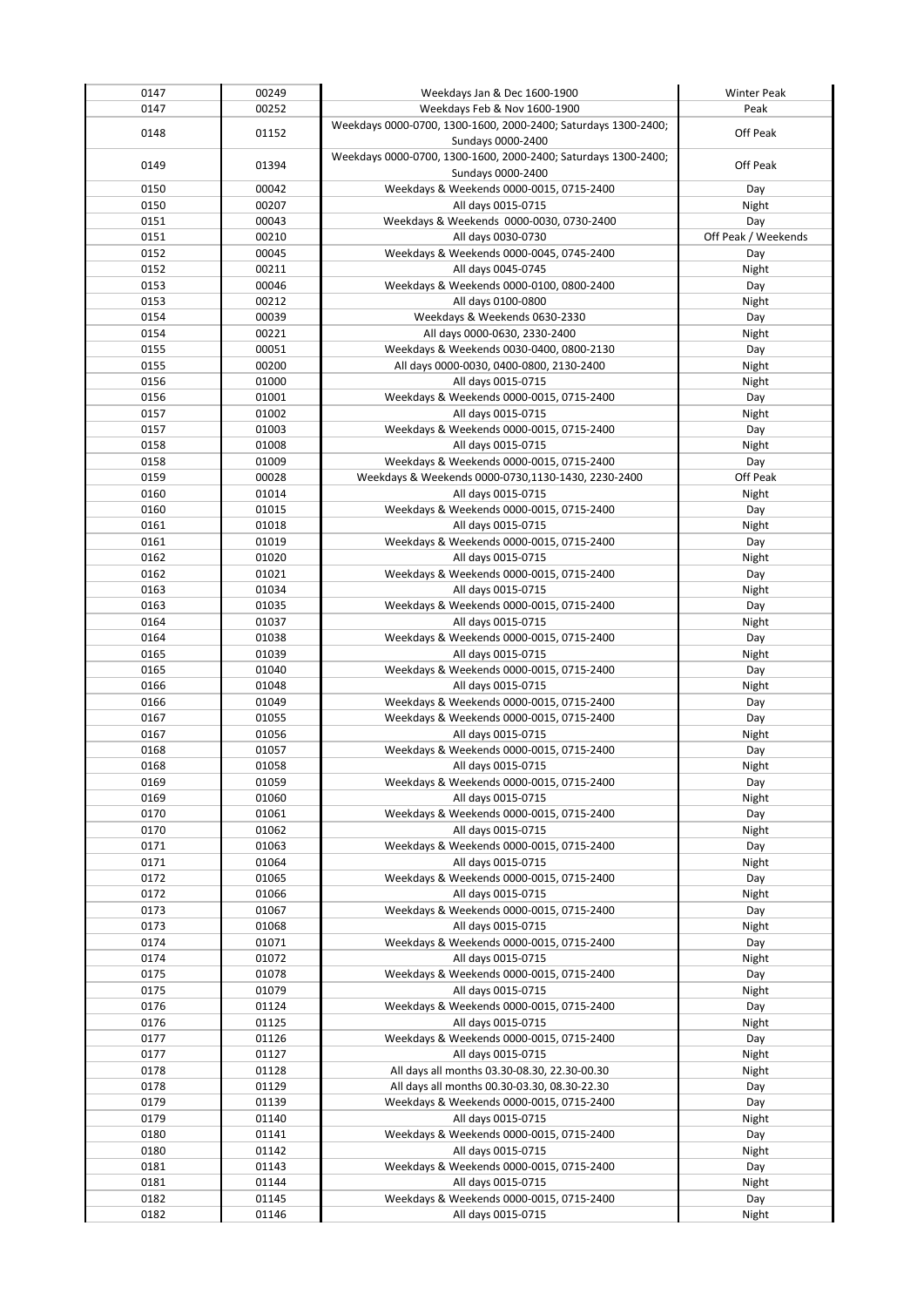| 0147 | 00249 | Weekdays Jan & Dec 1600-1900 | Winter Peak |
|---|---|---|---|
| 0147 | 00252 | Weekdays Feb & Nov 1600-1900 | Peak |
| 0148 | 01152 | Weekdays 0000-0700, 1300-1600, 2000-2400; Saturdays 1300-2400; Sundays 0000-2400 | Off Peak |
| 0149 | 01394 | Weekdays 0000-0700, 1300-1600, 2000-2400; Saturdays 1300-2400; Sundays 0000-2400 | Off Peak |
| 0150 | 00042 | Weekdays & Weekends 0000-0015, 0715-2400 | Day |
| 0150 | 00207 | All days 0015-0715 | Night |
| 0151 | 00043 | Weekdays & Weekends 0000-0030, 0730-2400 | Day |
| 0151 | 00210 | All days 0030-0730 | Off Peak / Weekends |
| 0152 | 00045 | Weekdays & Weekends 0000-0045, 0745-2400 | Day |
| 0152 | 00211 | All days 0045-0745 | Night |
| 0153 | 00046 | Weekdays & Weekends 0000-0100, 0800-2400 | Day |
| 0153 | 00212 | All days 0100-0800 | Night |
| 0154 | 00039 | Weekdays & Weekends 0630-2330 | Day |
| 0154 | 00221 | All days 0000-0630, 2330-2400 | Night |
| 0155 | 00051 | Weekdays & Weekends 0030-0400, 0800-2130 | Day |
| 0155 | 00200 | All days 0000-0030, 0400-0800, 2130-2400 | Night |
| 0156 | 01000 | All days 0015-0715 | Night |
| 0156 | 01001 | Weekdays & Weekends 0000-0015, 0715-2400 | Day |
| 0157 | 01002 | All days 0015-0715 | Night |
| 0157 | 01003 | Weekdays & Weekends 0000-0015, 0715-2400 | Day |
| 0158 | 01008 | All days 0015-0715 | Night |
| 0158 | 01009 | Weekdays & Weekends 0000-0015, 0715-2400 | Day |
| 0159 | 00028 | Weekdays & Weekends 0000-0730,1130-1430, 2230-2400 | Off Peak |
| 0160 | 01014 | All days 0015-0715 | Night |
| 0160 | 01015 | Weekdays & Weekends 0000-0015, 0715-2400 | Day |
| 0161 | 01018 | All days 0015-0715 | Night |
| 0161 | 01019 | Weekdays & Weekends 0000-0015, 0715-2400 | Day |
| 0162 | 01020 | All days 0015-0715 | Night |
| 0162 | 01021 | Weekdays & Weekends 0000-0015, 0715-2400 | Day |
| 0163 | 01034 | All days 0015-0715 | Night |
| 0163 | 01035 | Weekdays & Weekends 0000-0015, 0715-2400 | Day |
| 0164 | 01037 | All days 0015-0715 | Night |
| 0164 | 01038 | Weekdays & Weekends 0000-0015, 0715-2400 | Day |
| 0165 | 01039 | All days 0015-0715 | Night |
| 0165 | 01040 | Weekdays & Weekends 0000-0015, 0715-2400 | Day |
| 0166 | 01048 | All days 0015-0715 | Night |
| 0166 | 01049 | Weekdays & Weekends 0000-0015, 0715-2400 | Day |
| 0167 | 01055 | Weekdays & Weekends 0000-0015, 0715-2400 | Day |
| 0167 | 01056 | All days 0015-0715 | Night |
| 0168 | 01057 | Weekdays & Weekends 0000-0015, 0715-2400 | Day |
| 0168 | 01058 | All days 0015-0715 | Night |
| 0169 | 01059 | Weekdays & Weekends 0000-0015, 0715-2400 | Day |
| 0169 | 01060 | All days 0015-0715 | Night |
| 0170 | 01061 | Weekdays & Weekends 0000-0015, 0715-2400 | Day |
| 0170 | 01062 | All days 0015-0715 | Night |
| 0171 | 01063 | Weekdays & Weekends 0000-0015, 0715-2400 | Day |
| 0171 | 01064 | All days 0015-0715 | Night |
| 0172 | 01065 | Weekdays & Weekends 0000-0015, 0715-2400 | Day |
| 0172 | 01066 | All days 0015-0715 | Night |
| 0173 | 01067 | Weekdays & Weekends 0000-0015, 0715-2400 | Day |
| 0173 | 01068 | All days 0015-0715 | Night |
| 0174 | 01071 | Weekdays & Weekends 0000-0015, 0715-2400 | Day |
| 0174 | 01072 | All days 0015-0715 | Night |
| 0175 | 01078 | Weekdays & Weekends 0000-0015, 0715-2400 | Day |
| 0175 | 01079 | All days 0015-0715 | Night |
| 0176 | 01124 | Weekdays & Weekends 0000-0015, 0715-2400 | Day |
| 0176 | 01125 | All days 0015-0715 | Night |
| 0177 | 01126 | Weekdays & Weekends 0000-0015, 0715-2400 | Day |
| 0177 | 01127 | All days 0015-0715 | Night |
| 0178 | 01128 | All days all months 03.30-08.30, 22.30-00.30 | Night |
| 0178 | 01129 | All days all months 00.30-03.30, 08.30-22.30 | Day |
| 0179 | 01139 | Weekdays & Weekends 0000-0015, 0715-2400 | Day |
| 0179 | 01140 | All days 0015-0715 | Night |
| 0180 | 01141 | Weekdays & Weekends 0000-0015, 0715-2400 | Day |
| 0180 | 01142 | All days 0015-0715 | Night |
| 0181 | 01143 | Weekdays & Weekends 0000-0015, 0715-2400 | Day |
| 0181 | 01144 | All days 0015-0715 | Night |
| 0182 | 01145 | Weekdays & Weekends 0000-0015, 0715-2400 | Day |
| 0182 | 01146 | All days 0015-0715 | Night |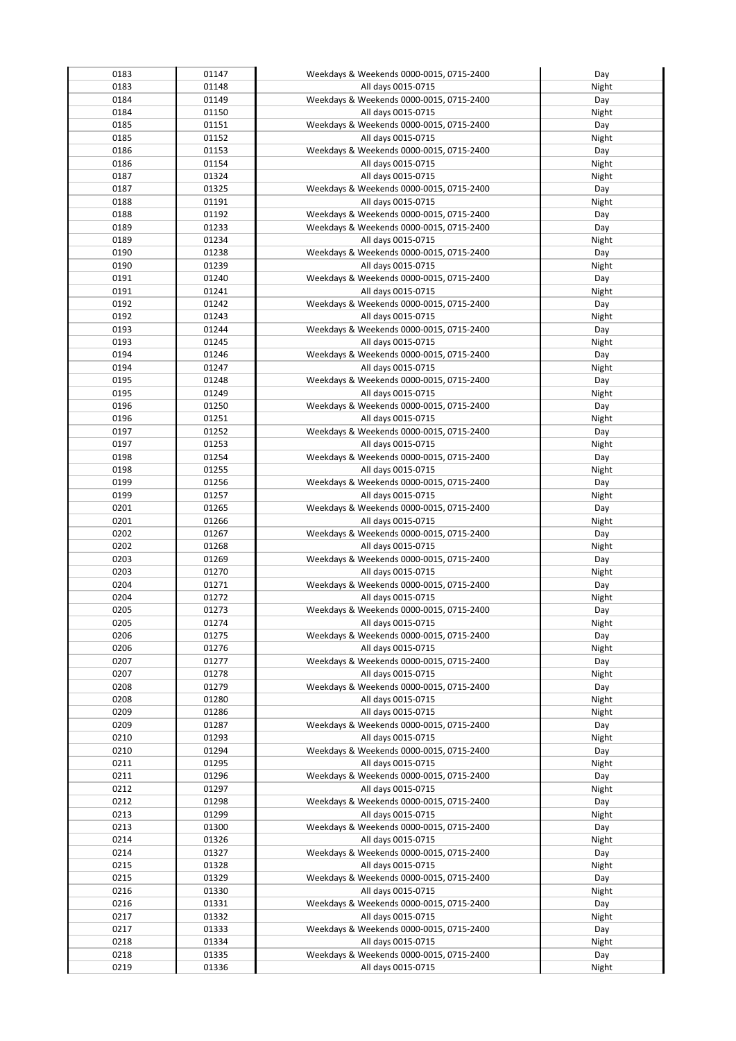| 0183 | 01147 | Weekdays & Weekends 0000-0015, 0715-2400 | Day |
|---|---|---|---|
| 0183 | 01148 | All days 0015-0715 | Night |
| 0184 | 01149 | Weekdays & Weekends 0000-0015, 0715-2400 | Day |
| 0184 | 01150 | All days 0015-0715 | Night |
| 0185 | 01151 | Weekdays & Weekends 0000-0015, 0715-2400 | Day |
| 0185 | 01152 | All days 0015-0715 | Night |
| 0186 | 01153 | Weekdays & Weekends 0000-0015, 0715-2400 | Day |
| 0186 | 01154 | All days 0015-0715 | Night |
| 0187 | 01324 | All days 0015-0715 | Night |
| 0187 | 01325 | Weekdays & Weekends 0000-0015, 0715-2400 | Day |
| 0188 | 01191 | All days 0015-0715 | Night |
| 0188 | 01192 | Weekdays & Weekends 0000-0015, 0715-2400 | Day |
| 0189 | 01233 | Weekdays & Weekends 0000-0015, 0715-2400 | Day |
| 0189 | 01234 | All days 0015-0715 | Night |
| 0190 | 01238 | Weekdays & Weekends 0000-0015, 0715-2400 | Day |
| 0190 | 01239 | All days 0015-0715 | Night |
| 0191 | 01240 | Weekdays & Weekends 0000-0015, 0715-2400 | Day |
| 0191 | 01241 | All days 0015-0715 | Night |
| 0192 | 01242 | Weekdays & Weekends 0000-0015, 0715-2400 | Day |
| 0192 | 01243 | All days 0015-0715 | Night |
| 0193 | 01244 | Weekdays & Weekends 0000-0015, 0715-2400 | Day |
| 0193 | 01245 | All days 0015-0715 | Night |
| 0194 | 01246 | Weekdays & Weekends 0000-0015, 0715-2400 | Day |
| 0194 | 01247 | All days 0015-0715 | Night |
| 0195 | 01248 | Weekdays & Weekends 0000-0015, 0715-2400 | Day |
| 0195 | 01249 | All days 0015-0715 | Night |
| 0196 | 01250 | Weekdays & Weekends 0000-0015, 0715-2400 | Day |
| 0196 | 01251 | All days 0015-0715 | Night |
| 0197 | 01252 | Weekdays & Weekends 0000-0015, 0715-2400 | Day |
| 0197 | 01253 | All days 0015-0715 | Night |
| 0198 | 01254 | Weekdays & Weekends 0000-0015, 0715-2400 | Day |
| 0198 | 01255 | All days 0015-0715 | Night |
| 0199 | 01256 | Weekdays & Weekends 0000-0015, 0715-2400 | Day |
| 0199 | 01257 | All days 0015-0715 | Night |
| 0201 | 01265 | Weekdays & Weekends 0000-0015, 0715-2400 | Day |
| 0201 | 01266 | All days 0015-0715 | Night |
| 0202 | 01267 | Weekdays & Weekends 0000-0015, 0715-2400 | Day |
| 0202 | 01268 | All days 0015-0715 | Night |
| 0203 | 01269 | Weekdays & Weekends 0000-0015, 0715-2400 | Day |
| 0203 | 01270 | All days 0015-0715 | Night |
| 0204 | 01271 | Weekdays & Weekends 0000-0015, 0715-2400 | Day |
| 0204 | 01272 | All days 0015-0715 | Night |
| 0205 | 01273 | Weekdays & Weekends 0000-0015, 0715-2400 | Day |
| 0205 | 01274 | All days 0015-0715 | Night |
| 0206 | 01275 | Weekdays & Weekends 0000-0015, 0715-2400 | Day |
| 0206 | 01276 | All days 0015-0715 | Night |
| 0207 | 01277 | Weekdays & Weekends 0000-0015, 0715-2400 | Day |
| 0207 | 01278 | All days 0015-0715 | Night |
| 0208 | 01279 | Weekdays & Weekends 0000-0015, 0715-2400 | Day |
| 0208 | 01280 | All days 0015-0715 | Night |
| 0209 | 01286 | All days 0015-0715 | Night |
| 0209 | 01287 | Weekdays & Weekends 0000-0015, 0715-2400 | Day |
| 0210 | 01293 | All days 0015-0715 | Night |
| 0210 | 01294 | Weekdays & Weekends 0000-0015, 0715-2400 | Day |
| 0211 | 01295 | All days 0015-0715 | Night |
| 0211 | 01296 | Weekdays & Weekends 0000-0015, 0715-2400 | Day |
| 0212 | 01297 | All days 0015-0715 | Night |
| 0212 | 01298 | Weekdays & Weekends 0000-0015, 0715-2400 | Day |
| 0213 | 01299 | All days 0015-0715 | Night |
| 0213 | 01300 | Weekdays & Weekends 0000-0015, 0715-2400 | Day |
| 0214 | 01326 | All days 0015-0715 | Night |
| 0214 | 01327 | Weekdays & Weekends 0000-0015, 0715-2400 | Day |
| 0215 | 01328 | All days 0015-0715 | Night |
| 0215 | 01329 | Weekdays & Weekends 0000-0015, 0715-2400 | Day |
| 0216 | 01330 | All days 0015-0715 | Night |
| 0216 | 01331 | Weekdays & Weekends 0000-0015, 0715-2400 | Day |
| 0217 | 01332 | All days 0015-0715 | Night |
| 0217 | 01333 | Weekdays & Weekends 0000-0015, 0715-2400 | Day |
| 0218 | 01334 | All days 0015-0715 | Night |
| 0218 | 01335 | Weekdays & Weekends 0000-0015, 0715-2400 | Day |
| 0219 | 01336 | All days 0015-0715 | Night |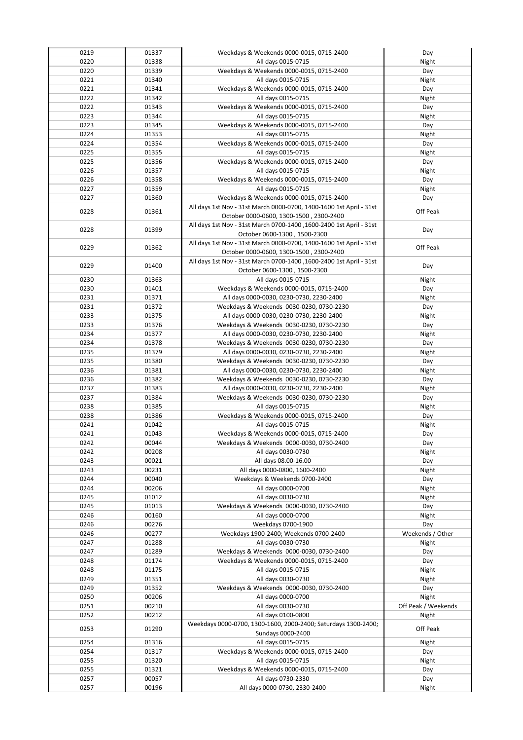| | | | |
|---|---|---|---|
| 0219 | 01337 | Weekdays & Weekends 0000-0015, 0715-2400 | Day |
| 0220 | 01338 | All days 0015-0715 | Night |
| 0220 | 01339 | Weekdays & Weekends 0000-0015, 0715-2400 | Day |
| 0221 | 01340 | All days 0015-0715 | Night |
| 0221 | 01341 | Weekdays & Weekends 0000-0015, 0715-2400 | Day |
| 0222 | 01342 | All days 0015-0715 | Night |
| 0222 | 01343 | Weekdays & Weekends 0000-0015, 0715-2400 | Day |
| 0223 | 01344 | All days 0015-0715 | Night |
| 0223 | 01345 | Weekdays & Weekends 0000-0015, 0715-2400 | Day |
| 0224 | 01353 | All days 0015-0715 | Night |
| 0224 | 01354 | Weekdays & Weekends 0000-0015, 0715-2400 | Day |
| 0225 | 01355 | All days 0015-0715 | Night |
| 0225 | 01356 | Weekdays & Weekends 0000-0015, 0715-2400 | Day |
| 0226 | 01357 | All days 0015-0715 | Night |
| 0226 | 01358 | Weekdays & Weekends 0000-0015, 0715-2400 | Day |
| 0227 | 01359 | All days 0015-0715 | Night |
| 0227 | 01360 | Weekdays & Weekends 0000-0015, 0715-2400 | Day |
| 0228 | 01361 | All days 1st Nov - 31st March 0000-0700, 1400-1600 1st April - 31st October 0000-0600, 1300-1500 , 2300-2400 | Off Peak |
| 0228 | 01399 | All days 1st Nov - 31st March 0700-1400 ,1600-2400 1st April - 31st October 0600-1300 , 1500-2300 | Day |
| 0229 | 01362 | All days 1st Nov - 31st March 0000-0700, 1400-1600 1st April - 31st October 0000-0600, 1300-1500 , 2300-2400 | Off Peak |
| 0229 | 01400 | All days 1st Nov - 31st March 0700-1400 ,1600-2400 1st April - 31st October 0600-1300 , 1500-2300 | Day |
| 0230 | 01363 | All days 0015-0715 | Night |
| 0230 | 01401 | Weekdays & Weekends 0000-0015, 0715-2400 | Day |
| 0231 | 01371 | All days 0000-0030, 0230-0730, 2230-2400 | Night |
| 0231 | 01372 | Weekdays & Weekends 0030-0230, 0730-2230 | Day |
| 0233 | 01375 | All days 0000-0030, 0230-0730, 2230-2400 | Night |
| 0233 | 01376 | Weekdays & Weekends 0030-0230, 0730-2230 | Day |
| 0234 | 01377 | All days 0000-0030, 0230-0730, 2230-2400 | Night |
| 0234 | 01378 | Weekdays & Weekends 0030-0230, 0730-2230 | Day |
| 0235 | 01379 | All days 0000-0030, 0230-0730, 2230-2400 | Night |
| 0235 | 01380 | Weekdays & Weekends 0030-0230, 0730-2230 | Day |
| 0236 | 01381 | All days 0000-0030, 0230-0730, 2230-2400 | Night |
| 0236 | 01382 | Weekdays & Weekends 0030-0230, 0730-2230 | Day |
| 0237 | 01383 | All days 0000-0030, 0230-0730, 2230-2400 | Night |
| 0237 | 01384 | Weekdays & Weekends 0030-0230, 0730-2230 | Day |
| 0238 | 01385 | All days 0015-0715 | Night |
| 0238 | 01386 | Weekdays & Weekends 0000-0015, 0715-2400 | Day |
| 0241 | 01042 | All days 0015-0715 | Night |
| 0241 | 01043 | Weekdays & Weekends 0000-0015, 0715-2400 | Day |
| 0242 | 00044 | Weekdays & Weekends 0000-0030, 0730-2400 | Day |
| 0242 | 00208 | All days 0030-0730 | Night |
| 0243 | 00021 | All days 08.00-16.00 | Day |
| 0243 | 00231 | All days 0000-0800, 1600-2400 | Night |
| 0244 | 00040 | Weekdays & Weekends 0700-2400 | Day |
| 0244 | 00206 | All days 0000-0700 | Night |
| 0245 | 01012 | All days 0030-0730 | Night |
| 0245 | 01013 | Weekdays & Weekends 0000-0030, 0730-2400 | Day |
| 0246 | 00160 | All days 0000-0700 | Night |
| 0246 | 00276 | Weekdays 0700-1900 | Day |
| 0246 | 00277 | Weekdays 1900-2400; Weekends 0700-2400 | Weekends / Other |
| 0247 | 01288 | All days 0030-0730 | Night |
| 0247 | 01289 | Weekdays & Weekends 0000-0030, 0730-2400 | Day |
| 0248 | 01174 | Weekdays & Weekends 0000-0015, 0715-2400 | Day |
| 0248 | 01175 | All days 0015-0715 | Night |
| 0249 | 01351 | All days 0030-0730 | Night |
| 0249 | 01352 | Weekdays & Weekends 0000-0030, 0730-2400 | Day |
| 0250 | 00206 | All days 0000-0700 | Night |
| 0251 | 00210 | All days 0030-0730 | Off Peak / Weekends |
| 0252 | 00212 | All days 0100-0800 | Night |
| 0253 | 01290 | Weekdays 0000-0700, 1300-1600, 2000-2400; Saturdays 1300-2400; Sundays 0000-2400 | Off Peak |
| 0254 | 01316 | All days 0015-0715 | Night |
| 0254 | 01317 | Weekdays & Weekends 0000-0015, 0715-2400 | Day |
| 0255 | 01320 | All days 0015-0715 | Night |
| 0255 | 01321 | Weekdays & Weekends 0000-0015, 0715-2400 | Day |
| 0257 | 00057 | All days 0730-2330 | Day |
| 0257 | 00196 | All days 0000-0730, 2330-2400 | Night |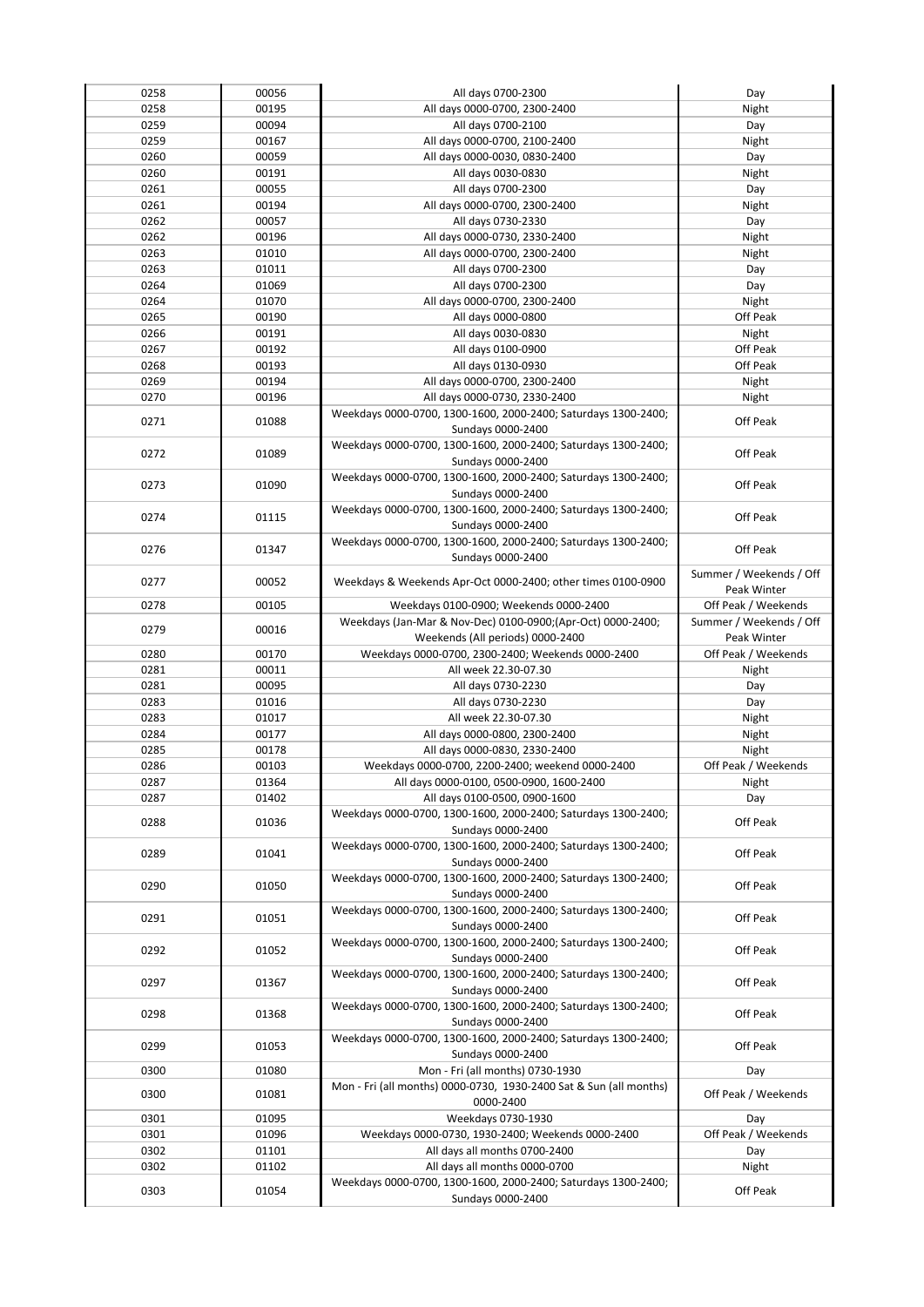| | | | |
|---|---|---|---|
| 0258 | 00056 | All days 0700-2300 | Day |
| 0258 | 00195 | All days 0000-0700, 2300-2400 | Night |
| 0259 | 00094 | All days 0700-2100 | Day |
| 0259 | 00167 | All days 0000-0700, 2100-2400 | Night |
| 0260 | 00059 | All days 0000-0030, 0830-2400 | Day |
| 0260 | 00191 | All days 0030-0830 | Night |
| 0261 | 00055 | All days 0700-2300 | Day |
| 0261 | 00194 | All days 0000-0700, 2300-2400 | Night |
| 0262 | 00057 | All days 0730-2330 | Day |
| 0262 | 00196 | All days 0000-0730, 2330-2400 | Night |
| 0263 | 01010 | All days 0000-0700, 2300-2400 | Night |
| 0263 | 01011 | All days 0700-2300 | Day |
| 0264 | 01069 | All days 0700-2300 | Day |
| 0264 | 01070 | All days 0000-0700, 2300-2400 | Night |
| 0265 | 00190 | All days 0000-0800 | Off Peak |
| 0266 | 00191 | All days 0030-0830 | Night |
| 0267 | 00192 | All days 0100-0900 | Off Peak |
| 0268 | 00193 | All days 0130-0930 | Off Peak |
| 0269 | 00194 | All days 0000-0700, 2300-2400 | Night |
| 0270 | 00196 | All days 0000-0730, 2330-2400 | Night |
| 0271 | 01088 | Weekdays 0000-0700, 1300-1600, 2000-2400; Saturdays 1300-2400; Sundays 0000-2400 | Off Peak |
| 0272 | 01089 | Weekdays 0000-0700, 1300-1600, 2000-2400; Saturdays 1300-2400; Sundays 0000-2400 | Off Peak |
| 0273 | 01090 | Weekdays 0000-0700, 1300-1600, 2000-2400; Saturdays 1300-2400; Sundays 0000-2400 | Off Peak |
| 0274 | 01115 | Weekdays 0000-0700, 1300-1600, 2000-2400; Saturdays 1300-2400; Sundays 0000-2400 | Off Peak |
| 0276 | 01347 | Weekdays 0000-0700, 1300-1600, 2000-2400; Saturdays 1300-2400; Sundays 0000-2400 | Off Peak |
| 0277 | 00052 | Weekdays & Weekends Apr-Oct 0000-2400; other times 0100-0900 | Summer / Weekends / Off Peak Winter |
| 0278 | 00105 | Weekdays 0100-0900; Weekends 0000-2400 | Off Peak / Weekends |
| 0279 | 00016 | Weekdays (Jan-Mar & Nov-Dec) 0100-0900;(Apr-Oct) 0000-2400; Weekends (All periods) 0000-2400 | Summer / Weekends / Off Peak Winter |
| 0280 | 00170 | Weekdays 0000-0700, 2300-2400; Weekends 0000-2400 | Off Peak / Weekends |
| 0281 | 00011 | All week 22.30-07.30 | Night |
| 0281 | 00095 | All days 0730-2230 | Day |
| 0283 | 01016 | All days 0730-2230 | Day |
| 0283 | 01017 | All week 22.30-07.30 | Night |
| 0284 | 00177 | All days 0000-0800, 2300-2400 | Night |
| 0285 | 00178 | All days 0000-0830, 2330-2400 | Night |
| 0286 | 00103 | Weekdays 0000-0700, 2200-2400; weekend 0000-2400 | Off Peak / Weekends |
| 0287 | 01364 | All days 0000-0100, 0500-0900, 1600-2400 | Night |
| 0287 | 01402 | All days 0100-0500, 0900-1600 | Day |
| 0288 | 01036 | Weekdays 0000-0700, 1300-1600, 2000-2400; Saturdays 1300-2400; Sundays 0000-2400 | Off Peak |
| 0289 | 01041 | Weekdays 0000-0700, 1300-1600, 2000-2400; Saturdays 1300-2400; Sundays 0000-2400 | Off Peak |
| 0290 | 01050 | Weekdays 0000-0700, 1300-1600, 2000-2400; Saturdays 1300-2400; Sundays 0000-2400 | Off Peak |
| 0291 | 01051 | Weekdays 0000-0700, 1300-1600, 2000-2400; Saturdays 1300-2400; Sundays 0000-2400 | Off Peak |
| 0292 | 01052 | Weekdays 0000-0700, 1300-1600, 2000-2400; Saturdays 1300-2400; Sundays 0000-2400 | Off Peak |
| 0297 | 01367 | Weekdays 0000-0700, 1300-1600, 2000-2400; Saturdays 1300-2400; Sundays 0000-2400 | Off Peak |
| 0298 | 01368 | Weekdays 0000-0700, 1300-1600, 2000-2400; Saturdays 1300-2400; Sundays 0000-2400 | Off Peak |
| 0299 | 01053 | Weekdays 0000-0700, 1300-1600, 2000-2400; Saturdays 1300-2400; Sundays 0000-2400 | Off Peak |
| 0300 | 01080 | Mon - Fri (all months) 0730-1930 | Day |
| 0300 | 01081 | Mon - Fri (all months) 0000-0730, 1930-2400 Sat & Sun (all months) 0000-2400 | Off Peak / Weekends |
| 0301 | 01095 | Weekdays 0730-1930 | Day |
| 0301 | 01096 | Weekdays 0000-0730, 1930-2400; Weekends 0000-2400 | Off Peak / Weekends |
| 0302 | 01101 | All days all months 0700-2400 | Day |
| 0302 | 01102 | All days all months 0000-0700 | Night |
| 0303 | 01054 | Weekdays 0000-0700, 1300-1600, 2000-2400; Saturdays 1300-2400; Sundays 0000-2400 | Off Peak |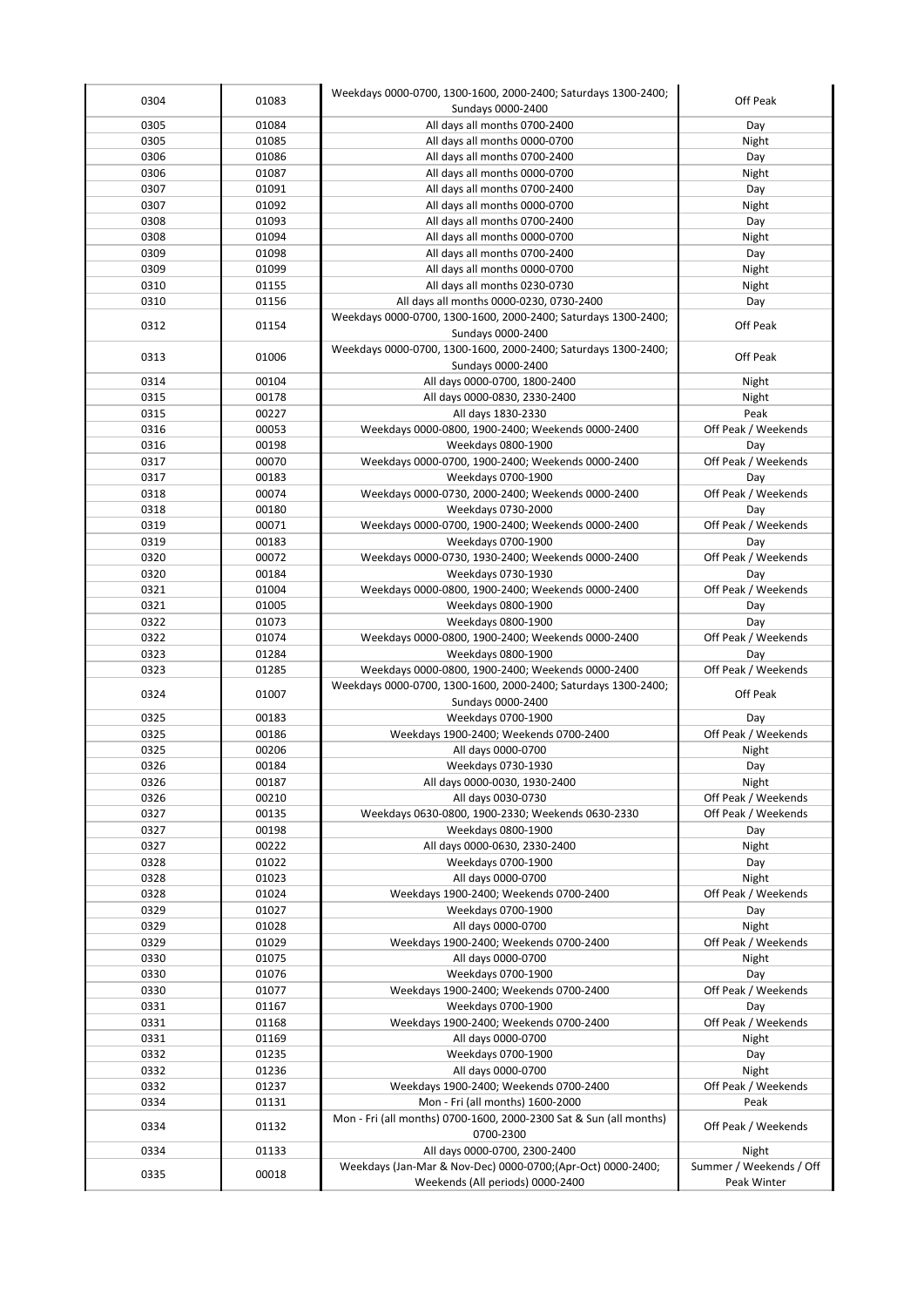| 0304 | 01083 | Weekdays 0000-0700, 1300-1600, 2000-2400; Saturdays 1300-2400; Sundays 0000-2400 | Off Peak |
|---|---|---|---|
| 0305 | 01084 | All days all months 0700-2400 | Day |
| 0305 | 01085 | All days all months 0000-0700 | Night |
| 0306 | 01086 | All days all months 0700-2400 | Day |
| 0306 | 01087 | All days all months 0000-0700 | Night |
| 0307 | 01091 | All days all months 0700-2400 | Day |
| 0307 | 01092 | All days all months 0000-0700 | Night |
| 0308 | 01093 | All days all months 0700-2400 | Day |
| 0308 | 01094 | All days all months 0000-0700 | Night |
| 0309 | 01098 | All days all months 0700-2400 | Day |
| 0309 | 01099 | All days all months 0000-0700 | Night |
| 0310 | 01155 | All days all months 0230-0730 | Night |
| 0310 | 01156 | All days all months 0000-0230, 0730-2400 | Day |
| 0312 | 01154 | Weekdays 0000-0700, 1300-1600, 2000-2400; Saturdays 1300-2400; Sundays 0000-2400 | Off Peak |
| 0313 | 01006 | Weekdays 0000-0700, 1300-1600, 2000-2400; Saturdays 1300-2400; Sundays 0000-2400 | Off Peak |
| 0314 | 00104 | All days 0000-0700, 1800-2400 | Night |
| 0315 | 00178 | All days 0000-0830, 2330-2400 | Night |
| 0315 | 00227 | All days 1830-2330 | Peak |
| 0316 | 00053 | Weekdays 0000-0800, 1900-2400; Weekends 0000-2400 | Off Peak / Weekends |
| 0316 | 00198 | Weekdays 0800-1900 | Day |
| 0317 | 00070 | Weekdays 0000-0700, 1900-2400; Weekends 0000-2400 | Off Peak / Weekends |
| 0317 | 00183 | Weekdays 0700-1900 | Day |
| 0318 | 00074 | Weekdays 0000-0730, 2000-2400; Weekends 0000-2400 | Off Peak / Weekends |
| 0318 | 00180 | Weekdays 0730-2000 | Day |
| 0319 | 00071 | Weekdays 0000-0700, 1900-2400; Weekends 0000-2400 | Off Peak / Weekends |
| 0319 | 00183 | Weekdays 0700-1900 | Day |
| 0320 | 00072 | Weekdays 0000-0730, 1930-2400; Weekends 0000-2400 | Off Peak / Weekends |
| 0320 | 00184 | Weekdays 0730-1930 | Day |
| 0321 | 01004 | Weekdays 0000-0800, 1900-2400; Weekends 0000-2400 | Off Peak / Weekends |
| 0321 | 01005 | Weekdays 0800-1900 | Day |
| 0322 | 01073 | Weekdays 0800-1900 | Day |
| 0322 | 01074 | Weekdays 0000-0800, 1900-2400; Weekends 0000-2400 | Off Peak / Weekends |
| 0323 | 01284 | Weekdays 0800-1900 | Day |
| 0323 | 01285 | Weekdays 0000-0800, 1900-2400; Weekends 0000-2400 | Off Peak / Weekends |
| 0324 | 01007 | Weekdays 0000-0700, 1300-1600, 2000-2400; Saturdays 1300-2400; Sundays 0000-2400 | Off Peak |
| 0325 | 00183 | Weekdays 0700-1900 | Day |
| 0325 | 00186 | Weekdays 1900-2400; Weekends 0700-2400 | Off Peak / Weekends |
| 0325 | 00206 | All days 0000-0700 | Night |
| 0326 | 00184 | Weekdays 0730-1930 | Day |
| 0326 | 00187 | All days 0000-0030, 1930-2400 | Night |
| 0326 | 00210 | All days 0030-0730 | Off Peak / Weekends |
| 0327 | 00135 | Weekdays 0630-0800, 1900-2330; Weekends 0630-2330 | Off Peak / Weekends |
| 0327 | 00198 | Weekdays 0800-1900 | Day |
| 0327 | 00222 | All days 0000-0630, 2330-2400 | Night |
| 0328 | 01022 | Weekdays 0700-1900 | Day |
| 0328 | 01023 | All days 0000-0700 | Night |
| 0328 | 01024 | Weekdays 1900-2400; Weekends 0700-2400 | Off Peak / Weekends |
| 0329 | 01027 | Weekdays 0700-1900 | Day |
| 0329 | 01028 | All days 0000-0700 | Night |
| 0329 | 01029 | Weekdays 1900-2400; Weekends 0700-2400 | Off Peak / Weekends |
| 0330 | 01075 | All days 0000-0700 | Night |
| 0330 | 01076 | Weekdays 0700-1900 | Day |
| 0330 | 01077 | Weekdays 1900-2400; Weekends 0700-2400 | Off Peak / Weekends |
| 0331 | 01167 | Weekdays 0700-1900 | Day |
| 0331 | 01168 | Weekdays 1900-2400; Weekends 0700-2400 | Off Peak / Weekends |
| 0331 | 01169 | All days 0000-0700 | Night |
| 0332 | 01235 | Weekdays 0700-1900 | Day |
| 0332 | 01236 | All days 0000-0700 | Night |
| 0332 | 01237 | Weekdays 1900-2400; Weekends 0700-2400 | Off Peak / Weekends |
| 0334 | 01131 | Mon - Fri (all months) 1600-2000 | Peak |
| 0334 | 01132 | Mon - Fri (all months) 0700-1600, 2000-2300 Sat & Sun (all months) 0700-2300 | Off Peak / Weekends |
| 0334 | 01133 | All days 0000-0700, 2300-2400 | Night |
| 0335 | 00018 | Weekdays (Jan-Mar & Nov-Dec) 0000-0700;(Apr-Oct) 0000-2400; Weekends (All periods) 0000-2400 | Summer / Weekends / Off Peak Winter |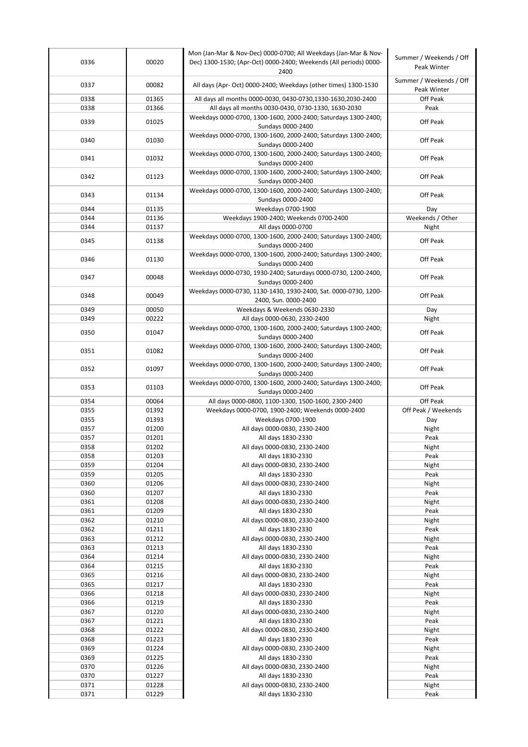| | | | |
|---|---|---|---|
| 0336 | 00020 | Mon (Jan-Mar & Nov-Dec) 0000-0700; All Weekdays (Jan-Mar & Nov-Dec) 1300-1530; (Apr-Oct) 0000-2400; Weekends (All periods) 0000-2400 | Summer / Weekends / Off Peak Winter |
| 0337 | 00082 | All days (Apr- Oct) 0000-2400; Weekdays (other times) 1300-1530 | Summer / Weekends / Off Peak Winter |
| 0338 | 01365 | All days all months 0000-0030, 0430-0730,1330-1630,2030-2400 | Off Peak |
| 0338 | 01366 | All days all months 0030-0430, 0730-1330, 1630-2030 | Peak |
| 0339 | 01025 | Weekdays 0000-0700, 1300-1600, 2000-2400; Saturdays 1300-2400; Sundays 0000-2400 | Off Peak |
| 0340 | 01030 | Weekdays 0000-0700, 1300-1600, 2000-2400; Saturdays 1300-2400; Sundays 0000-2400 | Off Peak |
| 0341 | 01032 | Weekdays 0000-0700, 1300-1600, 2000-2400; Saturdays 1300-2400; Sundays 0000-2400 | Off Peak |
| 0342 | 01123 | Weekdays 0000-0700, 1300-1600, 2000-2400; Saturdays 1300-2400; Sundays 0000-2400 | Off Peak |
| 0343 | 01134 | Weekdays 0000-0700, 1300-1600, 2000-2400; Saturdays 1300-2400; Sundays 0000-2400 | Off Peak |
| 0344 | 01135 | Weekdays 0700-1900 | Day |
| 0344 | 01136 | Weekdays 1900-2400; Weekends 0700-2400 | Weekends / Other |
| 0344 | 01137 | All days 0000-0700 | Night |
| 0345 | 01138 | Weekdays 0000-0700, 1300-1600, 2000-2400; Saturdays 1300-2400; Sundays 0000-2400 | Off Peak |
| 0346 | 01130 | Weekdays 0000-0700, 1300-1600, 2000-2400; Saturdays 1300-2400; Sundays 0000-2400 | Off Peak |
| 0347 | 00048 | Weekdays 0000-0730, 1930-2400; Saturdays 0000-0730, 1200-2400, Sundays 0000-2400 | Off Peak |
| 0348 | 00049 | Weekdays 0000-0730, 1130-1430, 1930-2400, Sat. 0000-0730, 1200-2400, Sun. 0000-2400 | Off Peak |
| 0349 | 00050 | Weekdays & Weekends 0630-2330 | Day |
| 0349 | 00222 | All days 0000-0630, 2330-2400 | Night |
| 0350 | 01047 | Weekdays 0000-0700, 1300-1600, 2000-2400; Saturdays 1300-2400; Sundays 0000-2400 | Off Peak |
| 0351 | 01082 | Weekdays 0000-0700, 1300-1600, 2000-2400; Saturdays 1300-2400; Sundays 0000-2400 | Off Peak |
| 0352 | 01097 | Weekdays 0000-0700, 1300-1600, 2000-2400; Saturdays 1300-2400; Sundays 0000-2400 | Off Peak |
| 0353 | 01103 | Weekdays 0000-0700, 1300-1600, 2000-2400; Saturdays 1300-2400; Sundays 0000-2400 | Off Peak |
| 0354 | 00064 | All days 0000-0800, 1100-1300, 1500-1600, 2300-2400 | Off Peak |
| 0355 | 01392 | Weekdays 0000-0700, 1900-2400; Weekends 0000-2400 | Off Peak / Weekends |
| 0355 | 01393 | Weekdays 0700-1900 | Day |
| 0357 | 01200 | All days 0000-0830, 2330-2400 | Night |
| 0357 | 01201 | All days 1830-2330 | Peak |
| 0358 | 01202 | All days 0000-0830, 2330-2400 | Night |
| 0358 | 01203 | All days 1830-2330 | Peak |
| 0359 | 01204 | All days 0000-0830, 2330-2400 | Night |
| 0359 | 01205 | All days 1830-2330 | Peak |
| 0360 | 01206 | All days 0000-0830, 2330-2400 | Night |
| 0360 | 01207 | All days 1830-2330 | Peak |
| 0361 | 01208 | All days 0000-0830, 2330-2400 | Night |
| 0361 | 01209 | All days 1830-2330 | Peak |
| 0362 | 01210 | All days 0000-0830, 2330-2400 | Night |
| 0362 | 01211 | All days 1830-2330 | Peak |
| 0363 | 01212 | All days 0000-0830, 2330-2400 | Night |
| 0363 | 01213 | All days 1830-2330 | Peak |
| 0364 | 01214 | All days 0000-0830, 2330-2400 | Night |
| 0364 | 01215 | All days 1830-2330 | Peak |
| 0365 | 01216 | All days 0000-0830, 2330-2400 | Night |
| 0365 | 01217 | All days 1830-2330 | Peak |
| 0366 | 01218 | All days 0000-0830, 2330-2400 | Night |
| 0366 | 01219 | All days 1830-2330 | Peak |
| 0367 | 01220 | All days 0000-0830, 2330-2400 | Night |
| 0367 | 01221 | All days 1830-2330 | Peak |
| 0368 | 01222 | All days 0000-0830, 2330-2400 | Night |
| 0368 | 01223 | All days 1830-2330 | Peak |
| 0369 | 01224 | All days 0000-0830, 2330-2400 | Night |
| 0369 | 01225 | All days 1830-2330 | Peak |
| 0370 | 01226 | All days 0000-0830, 2330-2400 | Night |
| 0370 | 01227 | All days 1830-2330 | Peak |
| 0371 | 01228 | All days 0000-0830, 2330-2400 | Night |
| 0371 | 01229 | All days 1830-2330 | Peak |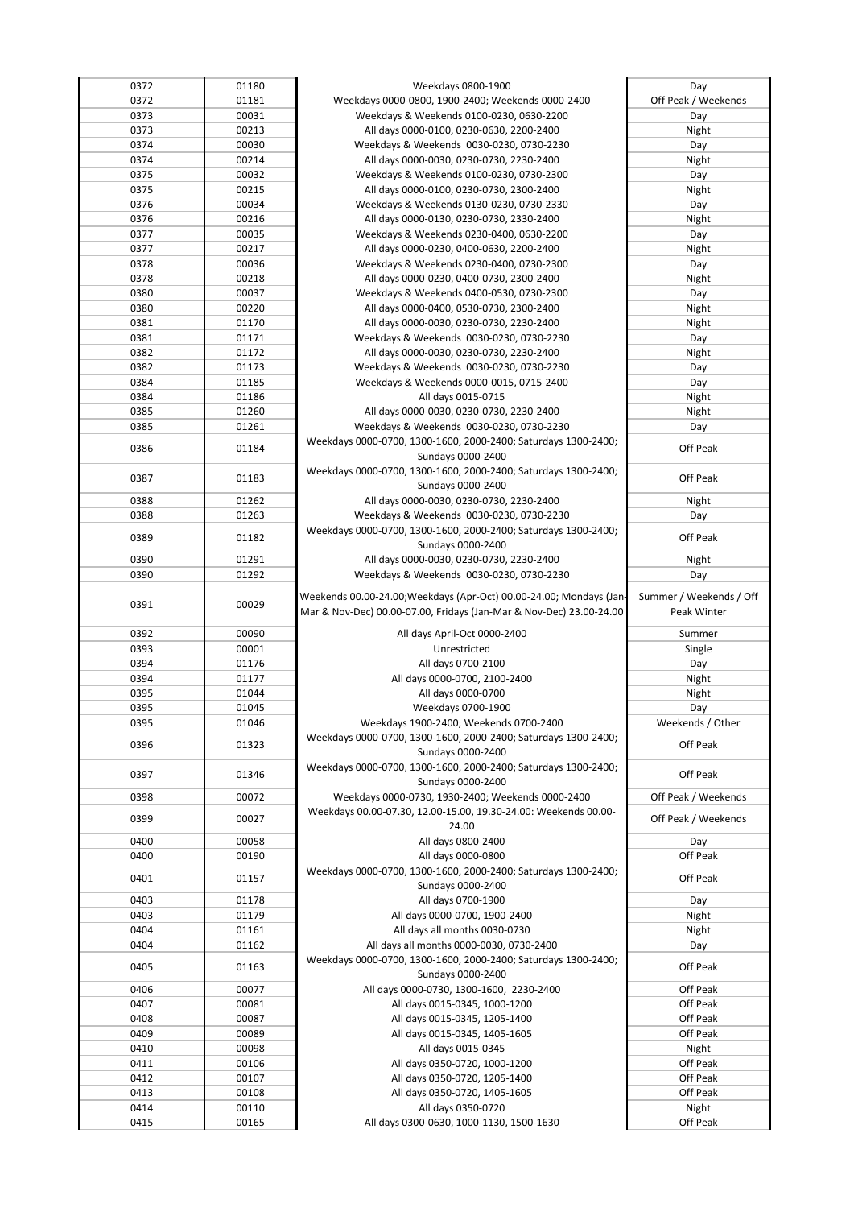| | | | |
|---|---|---|---|
| 0372 | 01180 | Weekdays 0800-1900 | Day |
| 0372 | 01181 | Weekdays 0000-0800, 1900-2400; Weekends 0000-2400 | Off Peak / Weekends |
| 0373 | 00031 | Weekdays & Weekends 0100-0230, 0630-2200 | Day |
| 0373 | 00213 | All days 0000-0100, 0230-0630, 2200-2400 | Night |
| 0374 | 00030 | Weekdays & Weekends 0030-0230, 0730-2230 | Day |
| 0374 | 00214 | All days 0000-0030, 0230-0730, 2230-2400 | Night |
| 0375 | 00032 | Weekdays & Weekends 0100-0230, 0730-2300 | Day |
| 0375 | 00215 | All days 0000-0100, 0230-0730, 2300-2400 | Night |
| 0376 | 00034 | Weekdays & Weekends 0130-0230, 0730-2330 | Day |
| 0376 | 00216 | All days 0000-0130, 0230-0730, 2330-2400 | Night |
| 0377 | 00035 | Weekdays & Weekends 0230-0400, 0630-2200 | Day |
| 0377 | 00217 | All days 0000-0230, 0400-0630, 2200-2400 | Night |
| 0378 | 00036 | Weekdays & Weekends 0230-0400, 0730-2300 | Day |
| 0378 | 00218 | All days 0000-0230, 0400-0730, 2300-2400 | Night |
| 0380 | 00037 | Weekdays & Weekends 0400-0530, 0730-2300 | Day |
| 0380 | 00220 | All days 0000-0400, 0530-0730, 2300-2400 | Night |
| 0381 | 01170 | All days 0000-0030, 0230-0730, 2230-2400 | Night |
| 0381 | 01171 | Weekdays & Weekends 0030-0230, 0730-2230 | Day |
| 0382 | 01172 | All days 0000-0030, 0230-0730, 2230-2400 | Night |
| 0382 | 01173 | Weekdays & Weekends 0030-0230, 0730-2230 | Day |
| 0384 | 01185 | Weekdays & Weekends 0000-0015, 0715-2400 | Day |
| 0384 | 01186 | All days 0015-0715 | Night |
| 0385 | 01260 | All days 0000-0030, 0230-0730, 2230-2400 | Night |
| 0385 | 01261 | Weekdays & Weekends 0030-0230, 0730-2230 | Day |
| 0386 | 01184 | Weekdays 0000-0700, 1300-1600, 2000-2400; Saturdays 1300-2400; Sundays 0000-2400 | Off Peak |
| 0387 | 01183 | Weekdays 0000-0700, 1300-1600, 2000-2400; Saturdays 1300-2400; Sundays 0000-2400 | Off Peak |
| 0388 | 01262 | All days 0000-0030, 0230-0730, 2230-2400 | Night |
| 0388 | 01263 | Weekdays & Weekends 0030-0230, 0730-2230 | Day |
| 0389 | 01182 | Weekdays 0000-0700, 1300-1600, 2000-2400; Saturdays 1300-2400; Sundays 0000-2400 | Off Peak |
| 0390 | 01291 | All days 0000-0030, 0230-0730, 2230-2400 | Night |
| 0390 | 01292 | Weekdays & Weekends 0030-0230, 0730-2230 | Day |
| 0391 | 00029 | Weekends 00.00-24.00;Weekdays (Apr-Oct) 00.00-24.00; Mondays (Jan-Mar & Nov-Dec) 00.00-07.00, Fridays (Jan-Mar & Nov-Dec) 23.00-24.00 | Summer / Weekends / Off Peak Winter |
| 0392 | 00090 | All days April-Oct 0000-2400 | Summer |
| 0393 | 00001 | Unrestricted | Single |
| 0394 | 01176 | All days 0700-2100 | Day |
| 0394 | 01177 | All days 0000-0700, 2100-2400 | Night |
| 0395 | 01044 | All days 0000-0700 | Night |
| 0395 | 01045 | Weekdays 0700-1900 | Day |
| 0395 | 01046 | Weekdays 1900-2400; Weekends 0700-2400 | Weekends / Other |
| 0396 | 01323 | Weekdays 0000-0700, 1300-1600, 2000-2400; Saturdays 1300-2400; Sundays 0000-2400 | Off Peak |
| 0397 | 01346 | Weekdays 0000-0700, 1300-1600, 2000-2400; Saturdays 1300-2400; Sundays 0000-2400 | Off Peak |
| 0398 | 00072 | Weekdays 0000-0730, 1930-2400; Weekends 0000-2400 | Off Peak / Weekends |
| 0399 | 00027 | Weekdays 00.00-07.30, 12.00-15.00, 19.30-24.00: Weekends 00.00-24.00 | Off Peak / Weekends |
| 0400 | 00058 | All days 0800-2400 | Day |
| 0400 | 00190 | All days 0000-0800 | Off Peak |
| 0401 | 01157 | Weekdays 0000-0700, 1300-1600, 2000-2400; Saturdays 1300-2400; Sundays 0000-2400 | Off Peak |
| 0403 | 01178 | All days 0700-1900 | Day |
| 0403 | 01179 | All days 0000-0700, 1900-2400 | Night |
| 0404 | 01161 | All days all months 0030-0730 | Night |
| 0404 | 01162 | All days all months 0000-0030, 0730-2400 | Day |
| 0405 | 01163 | Weekdays 0000-0700, 1300-1600, 2000-2400; Saturdays 1300-2400; Sundays 0000-2400 | Off Peak |
| 0406 | 00077 | All days 0000-0730, 1300-1600, 2230-2400 | Off Peak |
| 0407 | 00081 | All days 0015-0345, 1000-1200 | Off Peak |
| 0408 | 00087 | All days 0015-0345, 1205-1400 | Off Peak |
| 0409 | 00089 | All days 0015-0345, 1405-1605 | Off Peak |
| 0410 | 00098 | All days 0015-0345 | Night |
| 0411 | 00106 | All days 0350-0720, 1000-1200 | Off Peak |
| 0412 | 00107 | All days 0350-0720, 1205-1400 | Off Peak |
| 0413 | 00108 | All days 0350-0720, 1405-1605 | Off Peak |
| 0414 | 00110 | All days 0350-0720 | Night |
| 0415 | 00165 | All days 0300-0630, 1000-1130, 1500-1630 | Off Peak |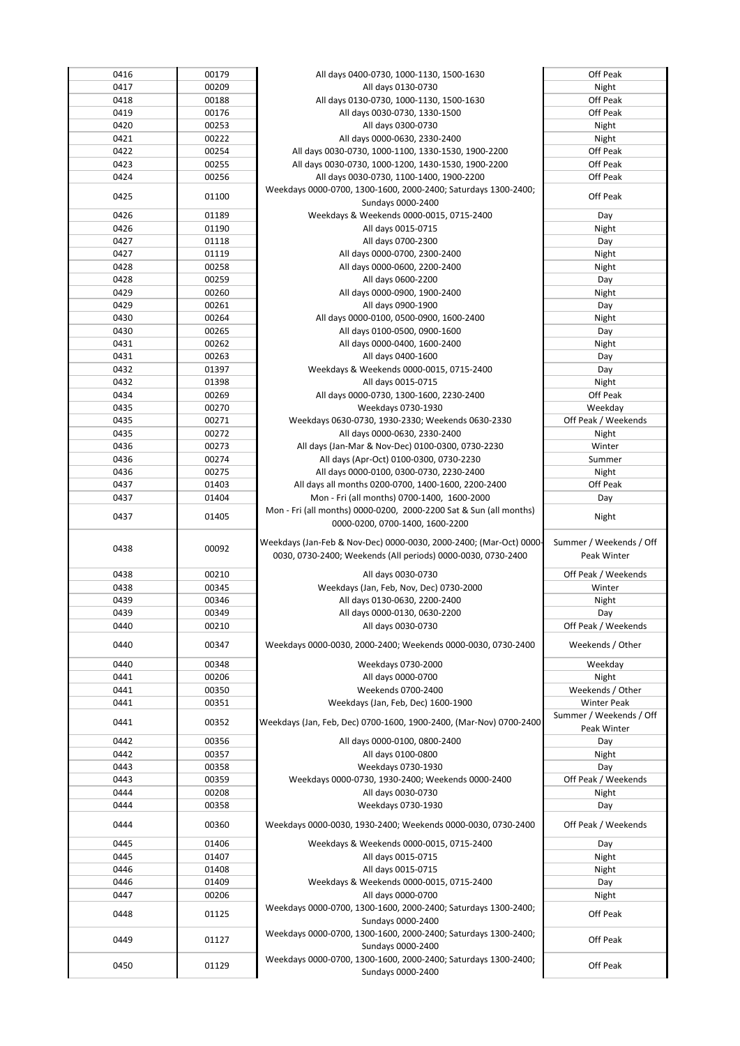| | | | |
|---|---|---|---|
| 0416 | 00179 | All days 0400-0730, 1000-1130, 1500-1630 | Off Peak |
| 0417 | 00209 | All days 0130-0730 | Night |
| 0418 | 00188 | All days 0130-0730, 1000-1130, 1500-1630 | Off Peak |
| 0419 | 00176 | All days 0030-0730, 1330-1500 | Off Peak |
| 0420 | 00253 | All days 0300-0730 | Night |
| 0421 | 00222 | All days 0000-0630, 2330-2400 | Night |
| 0422 | 00254 | All days 0030-0730, 1000-1100, 1330-1530, 1900-2200 | Off Peak |
| 0423 | 00255 | All days 0030-0730, 1000-1200, 1430-1530, 1900-2200 | Off Peak |
| 0424 | 00256 | All days 0030-0730, 1100-1400, 1900-2200 | Off Peak |
| 0425 | 01100 | Weekdays 0000-0700, 1300-1600, 2000-2400; Saturdays 1300-2400; Sundays 0000-2400 | Off Peak |
| 0426 | 01189 | Weekdays & Weekends 0000-0015, 0715-2400 | Day |
| 0426 | 01190 | All days 0015-0715 | Night |
| 0427 | 01118 | All days 0700-2300 | Day |
| 0427 | 01119 | All days 0000-0700, 2300-2400 | Night |
| 0428 | 00258 | All days 0000-0600, 2200-2400 | Night |
| 0428 | 00259 | All days 0600-2200 | Day |
| 0429 | 00260 | All days 0000-0900, 1900-2400 | Night |
| 0429 | 00261 | All days 0900-1900 | Day |
| 0430 | 00264 | All days 0000-0100, 0500-0900, 1600-2400 | Night |
| 0430 | 00265 | All days 0100-0500, 0900-1600 | Day |
| 0431 | 00262 | All days 0000-0400, 1600-2400 | Night |
| 0431 | 00263 | All days 0400-1600 | Day |
| 0432 | 01397 | Weekdays & Weekends 0000-0015, 0715-2400 | Day |
| 0432 | 01398 | All days 0015-0715 | Night |
| 0434 | 00269 | All days 0000-0730, 1300-1600, 2230-2400 | Off Peak |
| 0435 | 00270 | Weekdays 0730-1930 | Weekday |
| 0435 | 00271 | Weekdays 0630-0730, 1930-2330; Weekends 0630-2330 | Off Peak / Weekends |
| 0435 | 00272 | All days 0000-0630, 2330-2400 | Night |
| 0436 | 00273 | All days (Jan-Mar & Nov-Dec) 0100-0300, 0730-2230 | Winter |
| 0436 | 00274 | All days (Apr-Oct) 0100-0300, 0730-2230 | Summer |
| 0436 | 00275 | All days 0000-0100, 0300-0730, 2230-2400 | Night |
| 0437 | 01403 | All days all months 0200-0700, 1400-1600, 2200-2400 | Off Peak |
| 0437 | 01404 | Mon - Fri (all months) 0700-1400, 1600-2000 | Day |
| 0437 | 01405 | Mon - Fri (all months) 0000-0200, 2000-2200 Sat & Sun (all months) 0000-0200, 0700-1400, 1600-2200 | Night |
| 0438 | 00092 | Weekdays (Jan-Feb & Nov-Dec) 0000-0030, 2000-2400; (Mar-Oct) 0000-0030, 0730-2400; Weekends (All periods) 0000-0030, 0730-2400 | Summer / Weekends / Off Peak Winter |
| 0438 | 00210 | All days 0030-0730 | Off Peak / Weekends |
| 0438 | 00345 | Weekdays (Jan, Feb, Nov, Dec) 0730-2000 | Winter |
| 0439 | 00346 | All days 0130-0630, 2200-2400 | Night |
| 0439 | 00349 | All days 0000-0130, 0630-2200 | Day |
| 0440 | 00210 | All days 0030-0730 | Off Peak / Weekends |
| 0440 | 00347 | Weekdays 0000-0030, 2000-2400; Weekends 0000-0030, 0730-2400 | Weekends / Other |
| 0440 | 00348 | Weekdays 0730-2000 | Weekday |
| 0441 | 00206 | All days 0000-0700 | Night |
| 0441 | 00350 | Weekends 0700-2400 | Weekends / Other |
| 0441 | 00351 | Weekdays (Jan, Feb, Dec) 1600-1900 | Winter Peak |
| 0441 | 00352 | Weekdays (Jan, Feb, Dec) 0700-1600, 1900-2400, (Mar-Nov) 0700-2400 | Summer / Weekends / Off Peak Winter |
| 0442 | 00356 | All days 0000-0100, 0800-2400 | Day |
| 0442 | 00357 | All days 0100-0800 | Night |
| 0443 | 00358 | Weekdays 0730-1930 | Day |
| 0443 | 00359 | Weekdays 0000-0730, 1930-2400; Weekends 0000-2400 | Off Peak / Weekends |
| 0444 | 00208 | All days 0030-0730 | Night |
| 0444 | 00358 | Weekdays 0730-1930 | Day |
| 0444 | 00360 | Weekdays 0000-0030, 1930-2400; Weekends 0000-0030, 0730-2400 | Off Peak / Weekends |
| 0445 | 01406 | Weekdays & Weekends 0000-0015, 0715-2400 | Day |
| 0445 | 01407 | All days 0015-0715 | Night |
| 0446 | 01408 | All days 0015-0715 | Night |
| 0446 | 01409 | Weekdays & Weekends 0000-0015, 0715-2400 | Day |
| 0447 | 00206 | All days 0000-0700 | Night |
| 0448 | 01125 | Weekdays 0000-0700, 1300-1600, 2000-2400; Saturdays 1300-2400; Sundays 0000-2400 | Off Peak |
| 0449 | 01127 | Weekdays 0000-0700, 1300-1600, 2000-2400; Saturdays 1300-2400; Sundays 0000-2400 | Off Peak |
| 0450 | 01129 | Weekdays 0000-0700, 1300-1600, 2000-2400; Saturdays 1300-2400; Sundays 0000-2400 | Off Peak |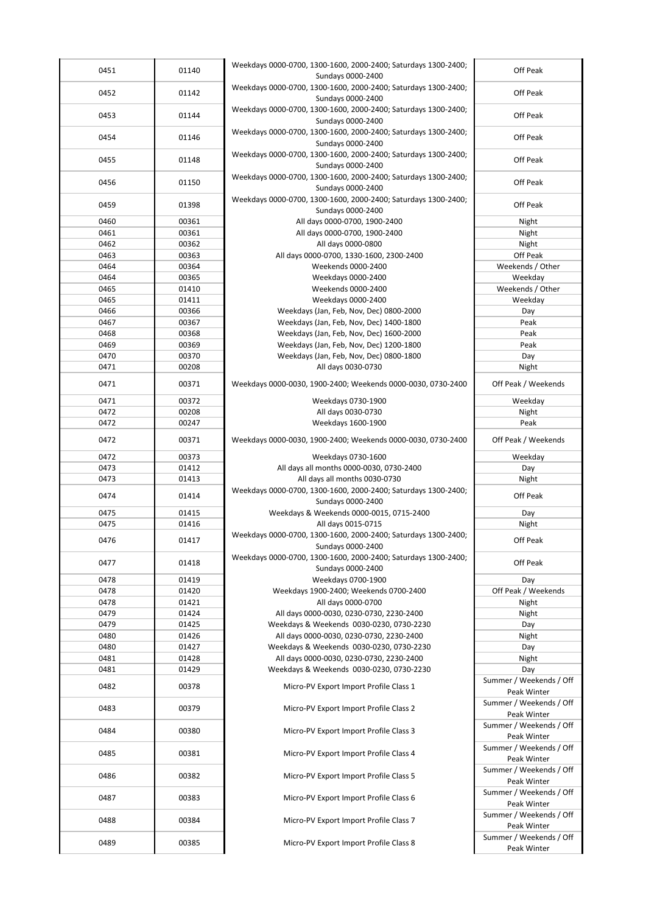| | | | |
|---|---|---|---|
| 0451 | 01140 | Weekdays 0000-0700, 1300-1600, 2000-2400; Saturdays 1300-2400; Sundays 0000-2400 | Off Peak |
| 0452 | 01142 | Weekdays 0000-0700, 1300-1600, 2000-2400; Saturdays 1300-2400; Sundays 0000-2400 | Off Peak |
| 0453 | 01144 | Weekdays 0000-0700, 1300-1600, 2000-2400; Saturdays 1300-2400; Sundays 0000-2400 | Off Peak |
| 0454 | 01146 | Weekdays 0000-0700, 1300-1600, 2000-2400; Saturdays 1300-2400; Sundays 0000-2400 | Off Peak |
| 0455 | 01148 | Weekdays 0000-0700, 1300-1600, 2000-2400; Saturdays 1300-2400; Sundays 0000-2400 | Off Peak |
| 0456 | 01150 | Weekdays 0000-0700, 1300-1600, 2000-2400; Saturdays 1300-2400; Sundays 0000-2400 | Off Peak |
| 0459 | 01398 | Weekdays 0000-0700, 1300-1600, 2000-2400; Saturdays 1300-2400; Sundays 0000-2400 | Off Peak |
| 0460 | 00361 | All days 0000-0700, 1900-2400 | Night |
| 0461 | 00361 | All days 0000-0700, 1900-2400 | Night |
| 0462 | 00362 | All days 0000-0800 | Night |
| 0463 | 00363 | All days 0000-0700, 1330-1600, 2300-2400 | Off Peak |
| 0464 | 00364 | Weekends 0000-2400 | Weekends / Other |
| 0464 | 00365 | Weekdays 0000-2400 | Weekday |
| 0465 | 01410 | Weekends 0000-2400 | Weekends / Other |
| 0465 | 01411 | Weekdays 0000-2400 | Weekday |
| 0466 | 00366 | Weekdays (Jan, Feb, Nov, Dec) 0800-2000 | Day |
| 0467 | 00367 | Weekdays (Jan, Feb, Nov, Dec) 1400-1800 | Peak |
| 0468 | 00368 | Weekdays (Jan, Feb, Nov, Dec) 1600-2000 | Peak |
| 0469 | 00369 | Weekdays (Jan, Feb, Nov, Dec) 1200-1800 | Peak |
| 0470 | 00370 | Weekdays (Jan, Feb, Nov, Dec) 0800-1800 | Day |
| 0471 | 00208 | All days 0030-0730 | Night |
| 0471 | 00371 | Weekdays 0000-0030, 1900-2400; Weekends 0000-0030, 0730-2400 | Off Peak / Weekends |
| 0471 | 00372 | Weekdays 0730-1900 | Weekday |
| 0472 | 00208 | All days 0030-0730 | Night |
| 0472 | 00247 | Weekdays 1600-1900 | Peak |
| 0472 | 00371 | Weekdays 0000-0030, 1900-2400; Weekends 0000-0030, 0730-2400 | Off Peak / Weekends |
| 0472 | 00373 | Weekdays 0730-1600 | Weekday |
| 0473 | 01412 | All days all months 0000-0030, 0730-2400 | Day |
| 0473 | 01413 | All days all months 0030-0730 | Night |
| 0474 | 01414 | Weekdays 0000-0700, 1300-1600, 2000-2400; Saturdays 1300-2400; Sundays 0000-2400 | Off Peak |
| 0475 | 01415 | Weekdays & Weekends 0000-0015, 0715-2400 | Day |
| 0475 | 01416 | All days 0015-0715 | Night |
| 0476 | 01417 | Weekdays 0000-0700, 1300-1600, 2000-2400; Saturdays 1300-2400; Sundays 0000-2400 | Off Peak |
| 0477 | 01418 | Weekdays 0000-0700, 1300-1600, 2000-2400; Saturdays 1300-2400; Sundays 0000-2400 | Off Peak |
| 0478 | 01419 | Weekdays 0700-1900 | Day |
| 0478 | 01420 | Weekdays 1900-2400; Weekends 0700-2400 | Off Peak / Weekends |
| 0478 | 01421 | All days 0000-0700 | Night |
| 0479 | 01424 | All days 0000-0030, 0230-0730, 2230-2400 | Night |
| 0479 | 01425 | Weekdays & Weekends 0030-0230, 0730-2230 | Day |
| 0480 | 01426 | All days 0000-0030, 0230-0730, 2230-2400 | Night |
| 0480 | 01427 | Weekdays & Weekends 0030-0230, 0730-2230 | Day |
| 0481 | 01428 | All days 0000-0030, 0230-0730, 2230-2400 | Night |
| 0481 | 01429 | Weekdays & Weekends 0030-0230, 0730-2230 | Day |
| 0482 | 00378 | Micro-PV Export Import Profile Class 1 | Summer / Weekends / Off Peak Winter |
| 0483 | 00379 | Micro-PV Export Import Profile Class 2 | Summer / Weekends / Off Peak Winter |
| 0484 | 00380 | Micro-PV Export Import Profile Class 3 | Summer / Weekends / Off Peak Winter |
| 0485 | 00381 | Micro-PV Export Import Profile Class 4 | Summer / Weekends / Off Peak Winter |
| 0486 | 00382 | Micro-PV Export Import Profile Class 5 | Summer / Weekends / Off Peak Winter |
| 0487 | 00383 | Micro-PV Export Import Profile Class 6 | Summer / Weekends / Off Peak Winter |
| 0488 | 00384 | Micro-PV Export Import Profile Class 7 | Summer / Weekends / Off Peak Winter |
| 0489 | 00385 | Micro-PV Export Import Profile Class 8 | Summer / Weekends / Off Peak Winter |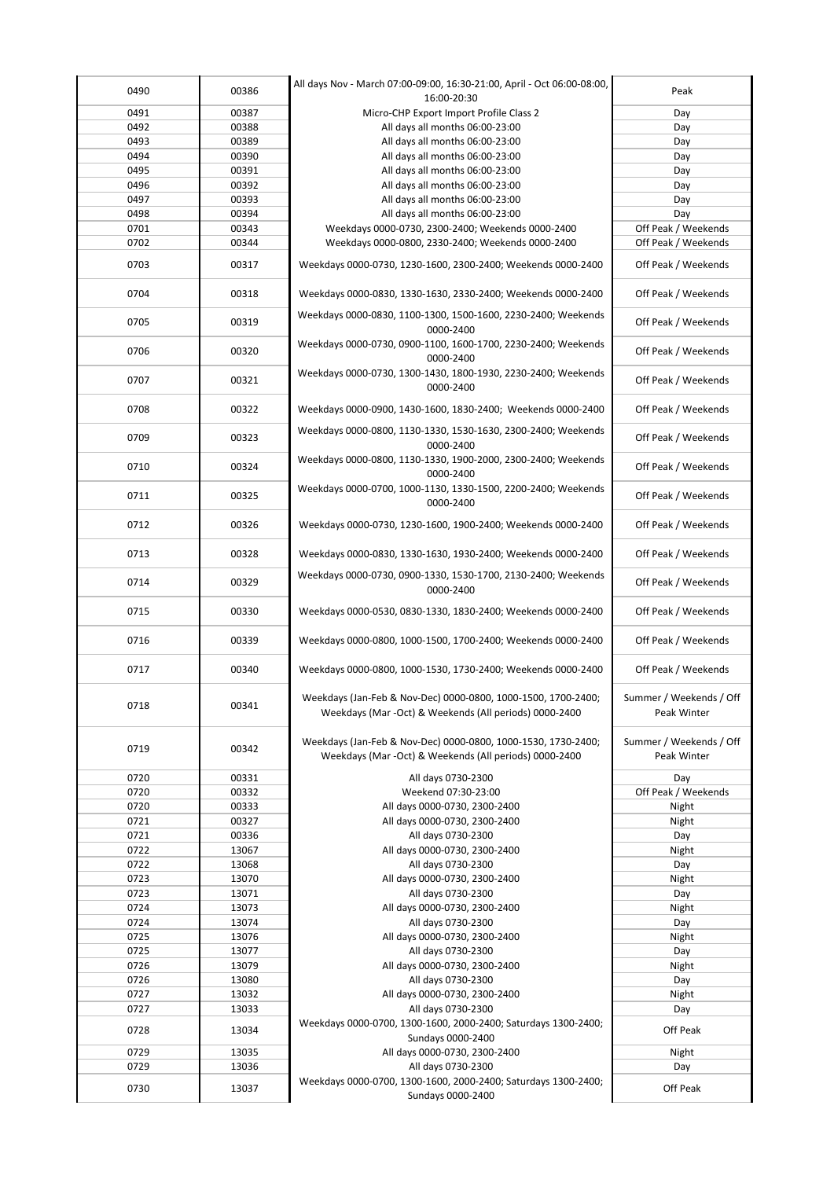| | | | |
|---|---|---|---|
| 0490 | 00386 | All days Nov - March 07:00-09:00, 16:30-21:00, April - Oct 06:00-08:00, 16:00-20:30 | Peak |
| 0491 | 00387 | Micro-CHP Export Import Profile Class 2 | Day |
| 0492 | 00388 | All days all months 06:00-23:00 | Day |
| 0493 | 00389 | All days all months 06:00-23:00 | Day |
| 0494 | 00390 | All days all months 06:00-23:00 | Day |
| 0495 | 00391 | All days all months 06:00-23:00 | Day |
| 0496 | 00392 | All days all months 06:00-23:00 | Day |
| 0497 | 00393 | All days all months 06:00-23:00 | Day |
| 0498 | 00394 | All days all months 06:00-23:00 | Day |
| 0701 | 00343 | Weekdays 0000-0730, 2300-2400; Weekends 0000-2400 | Off Peak / Weekends |
| 0702 | 00344 | Weekdays 0000-0800, 2330-2400; Weekends 0000-2400 | Off Peak / Weekends |
| 0703 | 00317 | Weekdays 0000-0730, 1230-1600, 2300-2400; Weekends 0000-2400 | Off Peak / Weekends |
| 0704 | 00318 | Weekdays 0000-0830, 1330-1630, 2330-2400; Weekends 0000-2400 | Off Peak / Weekends |
| 0705 | 00319 | Weekdays 0000-0830, 1100-1300, 1500-1600, 2230-2400; Weekends 0000-2400 | Off Peak / Weekends |
| 0706 | 00320 | Weekdays 0000-0730, 0900-1100, 1600-1700, 2230-2400; Weekends 0000-2400 | Off Peak / Weekends |
| 0707 | 00321 | Weekdays 0000-0730, 1300-1430, 1800-1930, 2230-2400; Weekends 0000-2400 | Off Peak / Weekends |
| 0708 | 00322 | Weekdays 0000-0900, 1430-1600, 1830-2400; Weekends 0000-2400 | Off Peak / Weekends |
| 0709 | 00323 | Weekdays 0000-0800, 1130-1330, 1530-1630, 2300-2400; Weekends 0000-2400 | Off Peak / Weekends |
| 0710 | 00324 | Weekdays 0000-0800, 1130-1330, 1900-2000, 2300-2400; Weekends 0000-2400 | Off Peak / Weekends |
| 0711 | 00325 | Weekdays 0000-0700, 1000-1130, 1330-1500, 2200-2400; Weekends 0000-2400 | Off Peak / Weekends |
| 0712 | 00326 | Weekdays 0000-0730, 1230-1600, 1900-2400; Weekends 0000-2400 | Off Peak / Weekends |
| 0713 | 00328 | Weekdays 0000-0830, 1330-1630, 1930-2400; Weekends 0000-2400 | Off Peak / Weekends |
| 0714 | 00329 | Weekdays 0000-0730, 0900-1330, 1530-1700, 2130-2400; Weekends 0000-2400 | Off Peak / Weekends |
| 0715 | 00330 | Weekdays 0000-0530, 0830-1330, 1830-2400; Weekends 0000-2400 | Off Peak / Weekends |
| 0716 | 00339 | Weekdays 0000-0800, 1000-1500, 1700-2400; Weekends 0000-2400 | Off Peak / Weekends |
| 0717 | 00340 | Weekdays 0000-0800, 1000-1530, 1730-2400; Weekends 0000-2400 | Off Peak / Weekends |
| 0718 | 00341 | Weekdays (Jan-Feb & Nov-Dec) 0000-0800, 1000-1500, 1700-2400; Weekdays (Mar -Oct) & Weekends (All periods) 0000-2400 | Summer / Weekends / Off Peak Winter |
| 0719 | 00342 | Weekdays (Jan-Feb & Nov-Dec) 0000-0800, 1000-1530, 1730-2400; Weekdays (Mar -Oct) & Weekends (All periods) 0000-2400 | Summer / Weekends / Off Peak Winter |
| 0720 | 00331 | All days 0730-2300 | Day |
| 0720 | 00332 | Weekend 07:30-23:00 | Off Peak / Weekends |
| 0720 | 00333 | All days 0000-0730, 2300-2400 | Night |
| 0721 | 00327 | All days 0000-0730, 2300-2400 | Night |
| 0721 | 00336 | All days 0730-2300 | Day |
| 0722 | 13067 | All days 0000-0730, 2300-2400 | Night |
| 0722 | 13068 | All days 0730-2300 | Day |
| 0723 | 13070 | All days 0000-0730, 2300-2400 | Night |
| 0723 | 13071 | All days 0730-2300 | Day |
| 0724 | 13073 | All days 0000-0730, 2300-2400 | Night |
| 0724 | 13074 | All days 0730-2300 | Day |
| 0725 | 13076 | All days 0000-0730, 2300-2400 | Night |
| 0725 | 13077 | All days 0730-2300 | Day |
| 0726 | 13079 | All days 0000-0730, 2300-2400 | Night |
| 0726 | 13080 | All days 0730-2300 | Day |
| 0727 | 13032 | All days 0000-0730, 2300-2400 | Night |
| 0727 | 13033 | All days 0730-2300 | Day |
| 0728 | 13034 | Weekdays 0000-0700, 1300-1600, 2000-2400; Saturdays 1300-2400; Sundays 0000-2400 | Off Peak |
| 0729 | 13035 | All days 0000-0730, 2300-2400 | Night |
| 0729 | 13036 | All days 0730-2300 | Day |
| 0730 | 13037 | Weekdays 0000-0700, 1300-1600, 2000-2400; Saturdays 1300-2400; Sundays 0000-2400 | Off Peak |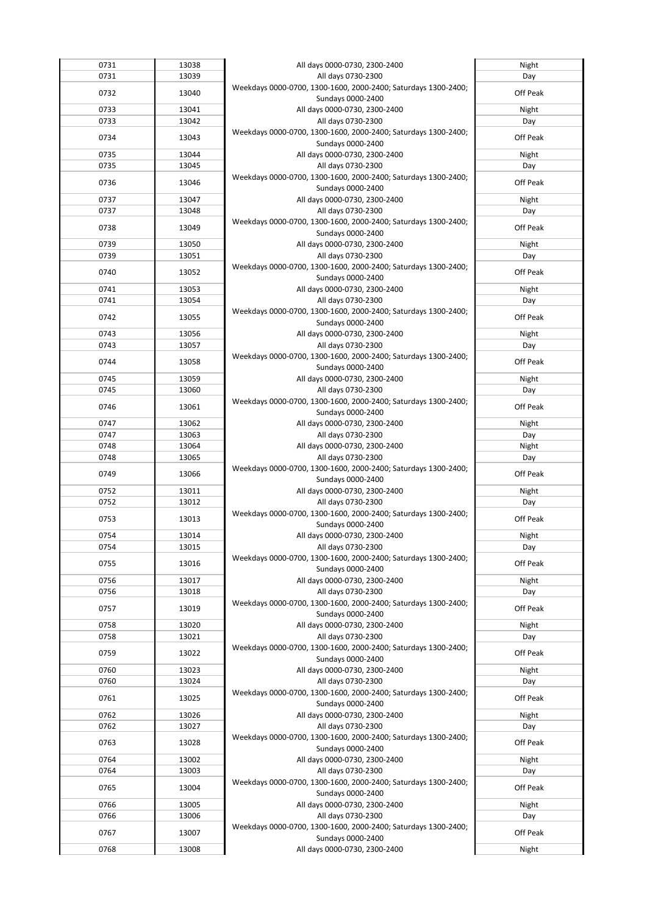| | | | |
|---|---|---|---|
| 0731 | 13038 | All days 0000-0730, 2300-2400 | Night |
| 0731 | 13039 | All days 0730-2300 | Day |
| 0732 | 13040 | Weekdays 0000-0700, 1300-1600, 2000-2400; Saturdays 1300-2400; Sundays 0000-2400 | Off Peak |
| 0733 | 13041 | All days 0000-0730, 2300-2400 | Night |
| 0733 | 13042 | All days 0730-2300 | Day |
| 0734 | 13043 | Weekdays 0000-0700, 1300-1600, 2000-2400; Saturdays 1300-2400; Sundays 0000-2400 | Off Peak |
| 0735 | 13044 | All days 0000-0730, 2300-2400 | Night |
| 0735 | 13045 | All days 0730-2300 | Day |
| 0736 | 13046 | Weekdays 0000-0700, 1300-1600, 2000-2400; Saturdays 1300-2400; Sundays 0000-2400 | Off Peak |
| 0737 | 13047 | All days 0000-0730, 2300-2400 | Night |
| 0737 | 13048 | All days 0730-2300 | Day |
| 0738 | 13049 | Weekdays 0000-0700, 1300-1600, 2000-2400; Saturdays 1300-2400; Sundays 0000-2400 | Off Peak |
| 0739 | 13050 | All days 0000-0730, 2300-2400 | Night |
| 0739 | 13051 | All days 0730-2300 | Day |
| 0740 | 13052 | Weekdays 0000-0700, 1300-1600, 2000-2400; Saturdays 1300-2400; Sundays 0000-2400 | Off Peak |
| 0741 | 13053 | All days 0000-0730, 2300-2400 | Night |
| 0741 | 13054 | All days 0730-2300 | Day |
| 0742 | 13055 | Weekdays 0000-0700, 1300-1600, 2000-2400; Saturdays 1300-2400; Sundays 0000-2400 | Off Peak |
| 0743 | 13056 | All days 0000-0730, 2300-2400 | Night |
| 0743 | 13057 | All days 0730-2300 | Day |
| 0744 | 13058 | Weekdays 0000-0700, 1300-1600, 2000-2400; Saturdays 1300-2400; Sundays 0000-2400 | Off Peak |
| 0745 | 13059 | All days 0000-0730, 2300-2400 | Night |
| 0745 | 13060 | All days 0730-2300 | Day |
| 0746 | 13061 | Weekdays 0000-0700, 1300-1600, 2000-2400; Saturdays 1300-2400; Sundays 0000-2400 | Off Peak |
| 0747 | 13062 | All days 0000-0730, 2300-2400 | Night |
| 0747 | 13063 | All days 0730-2300 | Day |
| 0748 | 13064 | All days 0000-0730, 2300-2400 | Night |
| 0748 | 13065 | All days 0730-2300 | Day |
| 0749 | 13066 | Weekdays 0000-0700, 1300-1600, 2000-2400; Saturdays 1300-2400; Sundays 0000-2400 | Off Peak |
| 0752 | 13011 | All days 0000-0730, 2300-2400 | Night |
| 0752 | 13012 | All days 0730-2300 | Day |
| 0753 | 13013 | Weekdays 0000-0700, 1300-1600, 2000-2400; Saturdays 1300-2400; Sundays 0000-2400 | Off Peak |
| 0754 | 13014 | All days 0000-0730, 2300-2400 | Night |
| 0754 | 13015 | All days 0730-2300 | Day |
| 0755 | 13016 | Weekdays 0000-0700, 1300-1600, 2000-2400; Saturdays 1300-2400; Sundays 0000-2400 | Off Peak |
| 0756 | 13017 | All days 0000-0730, 2300-2400 | Night |
| 0756 | 13018 | All days 0730-2300 | Day |
| 0757 | 13019 | Weekdays 0000-0700, 1300-1600, 2000-2400; Saturdays 1300-2400; Sundays 0000-2400 | Off Peak |
| 0758 | 13020 | All days 0000-0730, 2300-2400 | Night |
| 0758 | 13021 | All days 0730-2300 | Day |
| 0759 | 13022 | Weekdays 0000-0700, 1300-1600, 2000-2400; Saturdays 1300-2400; Sundays 0000-2400 | Off Peak |
| 0760 | 13023 | All days 0000-0730, 2300-2400 | Night |
| 0760 | 13024 | All days 0730-2300 | Day |
| 0761 | 13025 | Weekdays 0000-0700, 1300-1600, 2000-2400; Saturdays 1300-2400; Sundays 0000-2400 | Off Peak |
| 0762 | 13026 | All days 0000-0730, 2300-2400 | Night |
| 0762 | 13027 | All days 0730-2300 | Day |
| 0763 | 13028 | Weekdays 0000-0700, 1300-1600, 2000-2400; Saturdays 1300-2400; Sundays 0000-2400 | Off Peak |
| 0764 | 13002 | All days 0000-0730, 2300-2400 | Night |
| 0764 | 13003 | All days 0730-2300 | Day |
| 0765 | 13004 | Weekdays 0000-0700, 1300-1600, 2000-2400; Saturdays 1300-2400; Sundays 0000-2400 | Off Peak |
| 0766 | 13005 | All days 0000-0730, 2300-2400 | Night |
| 0766 | 13006 | All days 0730-2300 | Day |
| 0767 | 13007 | Weekdays 0000-0700, 1300-1600, 2000-2400; Saturdays 1300-2400; Sundays 0000-2400 | Off Peak |
| 0768 | 13008 | All days 0000-0730, 2300-2400 | Night |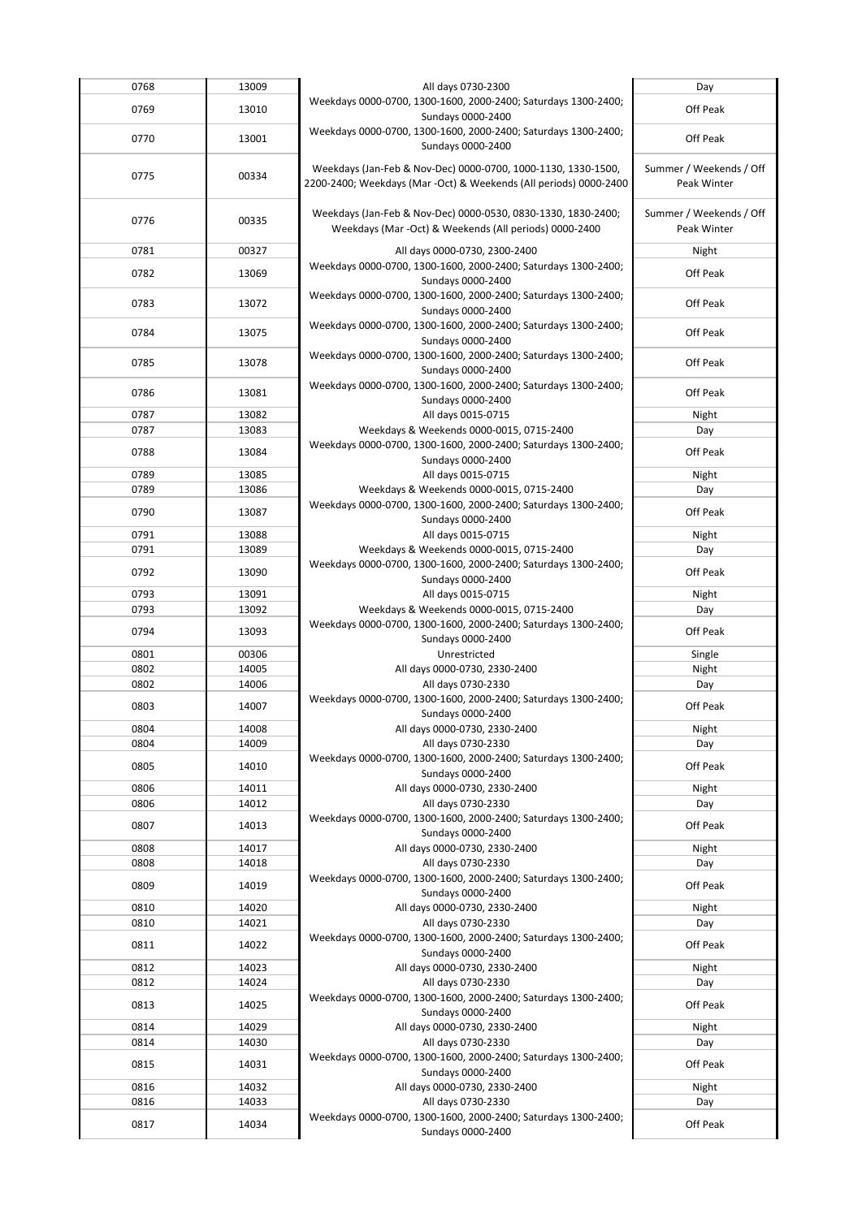| | | | |
|---|---|---|---|
| 0768 | 13009 | All days 0730-2300 | Day |
| 0769 | 13010 | Weekdays 0000-0700, 1300-1600, 2000-2400; Saturdays 1300-2400; Sundays 0000-2400 | Off Peak |
| 0770 | 13001 | Weekdays 0000-0700, 1300-1600, 2000-2400; Saturdays 1300-2400; Sundays 0000-2400 | Off Peak |
| 0775 | 00334 | Weekdays (Jan-Feb & Nov-Dec) 0000-0700, 1000-1130, 1330-1500, 2200-2400; Weekdays (Mar -Oct) & Weekends (All periods) 0000-2400 | Summer / Weekends / Off Peak Winter |
| 0776 | 00335 | Weekdays (Jan-Feb & Nov-Dec) 0000-0530, 0830-1330, 1830-2400; Weekdays (Mar -Oct) & Weekends (All periods) 0000-2400 | Summer / Weekends / Off Peak Winter |
| 0781 | 00327 | All days 0000-0730, 2300-2400 | Night |
| 0782 | 13069 | Weekdays 0000-0700, 1300-1600, 2000-2400; Saturdays 1300-2400; Sundays 0000-2400 | Off Peak |
| 0783 | 13072 | Weekdays 0000-0700, 1300-1600, 2000-2400; Saturdays 1300-2400; Sundays 0000-2400 | Off Peak |
| 0784 | 13075 | Weekdays 0000-0700, 1300-1600, 2000-2400; Saturdays 1300-2400; Sundays 0000-2400 | Off Peak |
| 0785 | 13078 | Weekdays 0000-0700, 1300-1600, 2000-2400; Saturdays 1300-2400; Sundays 0000-2400 | Off Peak |
| 0786 | 13081 | Weekdays 0000-0700, 1300-1600, 2000-2400; Saturdays 1300-2400; Sundays 0000-2400 | Off Peak |
| 0787 | 13082 | All days 0015-0715 | Night |
| 0787 | 13083 | Weekdays & Weekends 0000-0015, 0715-2400 | Day |
| 0788 | 13084 | Weekdays 0000-0700, 1300-1600, 2000-2400; Saturdays 1300-2400; Sundays 0000-2400 | Off Peak |
| 0789 | 13085 | All days 0015-0715 | Night |
| 0789 | 13086 | Weekdays & Weekends 0000-0015, 0715-2400 | Day |
| 0790 | 13087 | Weekdays 0000-0700, 1300-1600, 2000-2400; Saturdays 1300-2400; Sundays 0000-2400 | Off Peak |
| 0791 | 13088 | All days 0015-0715 | Night |
| 0791 | 13089 | Weekdays & Weekends 0000-0015, 0715-2400 | Day |
| 0792 | 13090 | Weekdays 0000-0700, 1300-1600, 2000-2400; Saturdays 1300-2400; Sundays 0000-2400 | Off Peak |
| 0793 | 13091 | All days 0015-0715 | Night |
| 0793 | 13092 | Weekdays & Weekends 0000-0015, 0715-2400 | Day |
| 0794 | 13093 | Weekdays 0000-0700, 1300-1600, 2000-2400; Saturdays 1300-2400; Sundays 0000-2400 | Off Peak |
| 0801 | 00306 | Unrestricted | Single |
| 0802 | 14005 | All days 0000-0730, 2330-2400 | Night |
| 0802 | 14006 | All days 0730-2330 | Day |
| 0803 | 14007 | Weekdays 0000-0700, 1300-1600, 2000-2400; Saturdays 1300-2400; Sundays 0000-2400 | Off Peak |
| 0804 | 14008 | All days 0000-0730, 2330-2400 | Night |
| 0804 | 14009 | All days 0730-2330 | Day |
| 0805 | 14010 | Weekdays 0000-0700, 1300-1600, 2000-2400; Saturdays 1300-2400; Sundays 0000-2400 | Off Peak |
| 0806 | 14011 | All days 0000-0730, 2330-2400 | Night |
| 0806 | 14012 | All days 0730-2330 | Day |
| 0807 | 14013 | Weekdays 0000-0700, 1300-1600, 2000-2400; Saturdays 1300-2400; Sundays 0000-2400 | Off Peak |
| 0808 | 14017 | All days 0000-0730, 2330-2400 | Night |
| 0808 | 14018 | All days 0730-2330 | Day |
| 0809 | 14019 | Weekdays 0000-0700, 1300-1600, 2000-2400; Saturdays 1300-2400; Sundays 0000-2400 | Off Peak |
| 0810 | 14020 | All days 0000-0730, 2330-2400 | Night |
| 0810 | 14021 | All days 0730-2330 | Day |
| 0811 | 14022 | Weekdays 0000-0700, 1300-1600, 2000-2400; Saturdays 1300-2400; Sundays 0000-2400 | Off Peak |
| 0812 | 14023 | All days 0000-0730, 2330-2400 | Night |
| 0812 | 14024 | All days 0730-2330 | Day |
| 0813 | 14025 | Weekdays 0000-0700, 1300-1600, 2000-2400; Saturdays 1300-2400; Sundays 0000-2400 | Off Peak |
| 0814 | 14029 | All days 0000-0730, 2330-2400 | Night |
| 0814 | 14030 | All days 0730-2330 | Day |
| 0815 | 14031 | Weekdays 0000-0700, 1300-1600, 2000-2400; Saturdays 1300-2400; Sundays 0000-2400 | Off Peak |
| 0816 | 14032 | All days 0000-0730, 2330-2400 | Night |
| 0816 | 14033 | All days 0730-2330 | Day |
| 0817 | 14034 | Weekdays 0000-0700, 1300-1600, 2000-2400; Saturdays 1300-2400; Sundays 0000-2400 | Off Peak |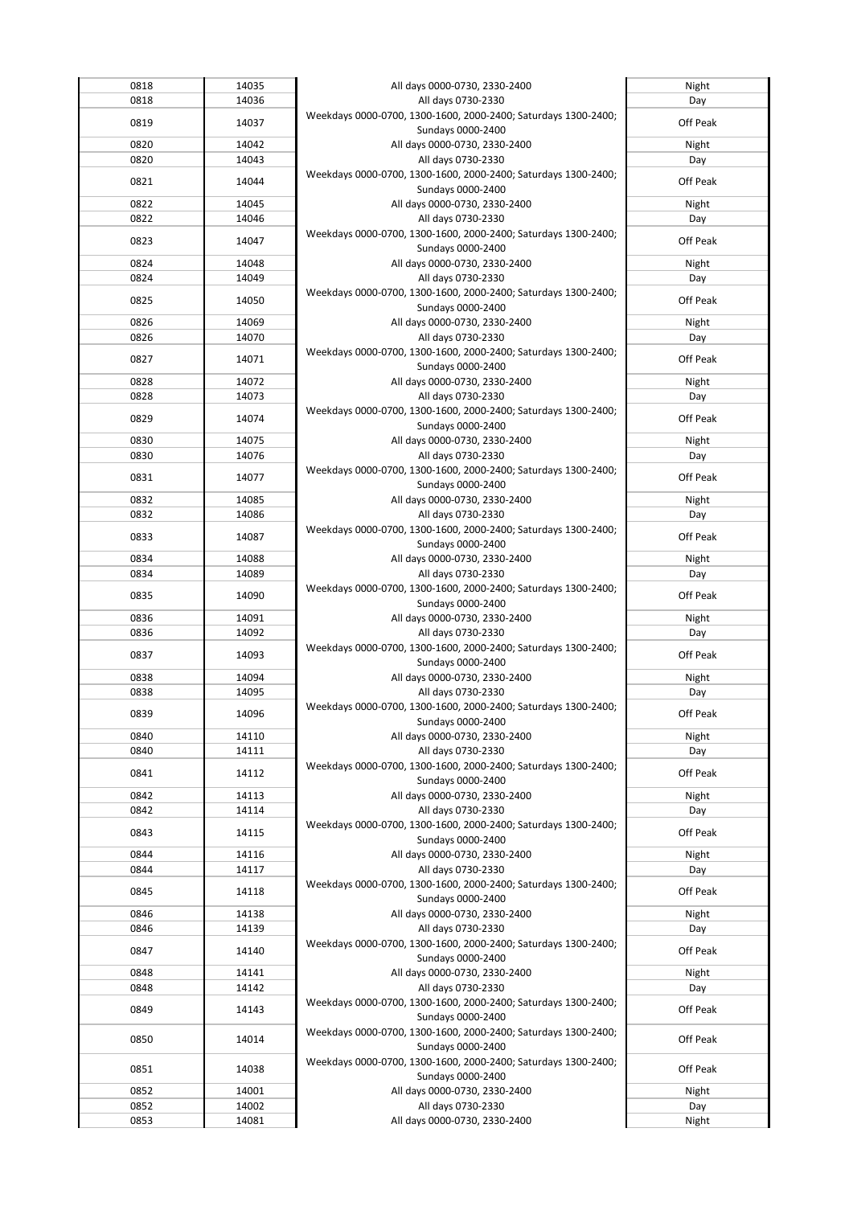| | | | |
|---|---|---|---|
| 0818 | 14035 | All days 0000-0730, 2330-2400 | Night |
| 0818 | 14036 | All days 0730-2330 | Day |
| 0819 | 14037 | Weekdays 0000-0700, 1300-1600, 2000-2400; Saturdays 1300-2400; Sundays 0000-2400 | Off Peak |
| 0820 | 14042 | All days 0000-0730, 2330-2400 | Night |
| 0820 | 14043 | All days 0730-2330 | Day |
| 0821 | 14044 | Weekdays 0000-0700, 1300-1600, 2000-2400; Saturdays 1300-2400; Sundays 0000-2400 | Off Peak |
| 0822 | 14045 | All days 0000-0730, 2330-2400 | Night |
| 0822 | 14046 | All days 0730-2330 | Day |
| 0823 | 14047 | Weekdays 0000-0700, 1300-1600, 2000-2400; Saturdays 1300-2400; Sundays 0000-2400 | Off Peak |
| 0824 | 14048 | All days 0000-0730, 2330-2400 | Night |
| 0824 | 14049 | All days 0730-2330 | Day |
| 0825 | 14050 | Weekdays 0000-0700, 1300-1600, 2000-2400; Saturdays 1300-2400; Sundays 0000-2400 | Off Peak |
| 0826 | 14069 | All days 0000-0730, 2330-2400 | Night |
| 0826 | 14070 | All days 0730-2330 | Day |
| 0827 | 14071 | Weekdays 0000-0700, 1300-1600, 2000-2400; Saturdays 1300-2400; Sundays 0000-2400 | Off Peak |
| 0828 | 14072 | All days 0000-0730, 2330-2400 | Night |
| 0828 | 14073 | All days 0730-2330 | Day |
| 0829 | 14074 | Weekdays 0000-0700, 1300-1600, 2000-2400; Saturdays 1300-2400; Sundays 0000-2400 | Off Peak |
| 0830 | 14075 | All days 0000-0730, 2330-2400 | Night |
| 0830 | 14076 | All days 0730-2330 | Day |
| 0831 | 14077 | Weekdays 0000-0700, 1300-1600, 2000-2400; Saturdays 1300-2400; Sundays 0000-2400 | Off Peak |
| 0832 | 14085 | All days 0000-0730, 2330-2400 | Night |
| 0832 | 14086 | All days 0730-2330 | Day |
| 0833 | 14087 | Weekdays 0000-0700, 1300-1600, 2000-2400; Saturdays 1300-2400; Sundays 0000-2400 | Off Peak |
| 0834 | 14088 | All days 0000-0730, 2330-2400 | Night |
| 0834 | 14089 | All days 0730-2330 | Day |
| 0835 | 14090 | Weekdays 0000-0700, 1300-1600, 2000-2400; Saturdays 1300-2400; Sundays 0000-2400 | Off Peak |
| 0836 | 14091 | All days 0000-0730, 2330-2400 | Night |
| 0836 | 14092 | All days 0730-2330 | Day |
| 0837 | 14093 | Weekdays 0000-0700, 1300-1600, 2000-2400; Saturdays 1300-2400; Sundays 0000-2400 | Off Peak |
| 0838 | 14094 | All days 0000-0730, 2330-2400 | Night |
| 0838 | 14095 | All days 0730-2330 | Day |
| 0839 | 14096 | Weekdays 0000-0700, 1300-1600, 2000-2400; Saturdays 1300-2400; Sundays 0000-2400 | Off Peak |
| 0840 | 14110 | All days 0000-0730, 2330-2400 | Night |
| 0840 | 14111 | All days 0730-2330 | Day |
| 0841 | 14112 | Weekdays 0000-0700, 1300-1600, 2000-2400; Saturdays 1300-2400; Sundays 0000-2400 | Off Peak |
| 0842 | 14113 | All days 0000-0730, 2330-2400 | Night |
| 0842 | 14114 | All days 0730-2330 | Day |
| 0843 | 14115 | Weekdays 0000-0700, 1300-1600, 2000-2400; Saturdays 1300-2400; Sundays 0000-2400 | Off Peak |
| 0844 | 14116 | All days 0000-0730, 2330-2400 | Night |
| 0844 | 14117 | All days 0730-2330 | Day |
| 0845 | 14118 | Weekdays 0000-0700, 1300-1600, 2000-2400; Saturdays 1300-2400; Sundays 0000-2400 | Off Peak |
| 0846 | 14138 | All days 0000-0730, 2330-2400 | Night |
| 0846 | 14139 | All days 0730-2330 | Day |
| 0847 | 14140 | Weekdays 0000-0700, 1300-1600, 2000-2400; Saturdays 1300-2400; Sundays 0000-2400 | Off Peak |
| 0848 | 14141 | All days 0000-0730, 2330-2400 | Night |
| 0848 | 14142 | All days 0730-2330 | Day |
| 0849 | 14143 | Weekdays 0000-0700, 1300-1600, 2000-2400; Saturdays 1300-2400; Sundays 0000-2400 | Off Peak |
| 0850 | 14014 | Weekdays 0000-0700, 1300-1600, 2000-2400; Saturdays 1300-2400; Sundays 0000-2400 | Off Peak |
| 0851 | 14038 | Weekdays 0000-0700, 1300-1600, 2000-2400; Saturdays 1300-2400; Sundays 0000-2400 | Off Peak |
| 0852 | 14001 | All days 0000-0730, 2330-2400 | Night |
| 0852 | 14002 | All days 0730-2330 | Day |
| 0853 | 14081 | All days 0000-0730, 2330-2400 | Night |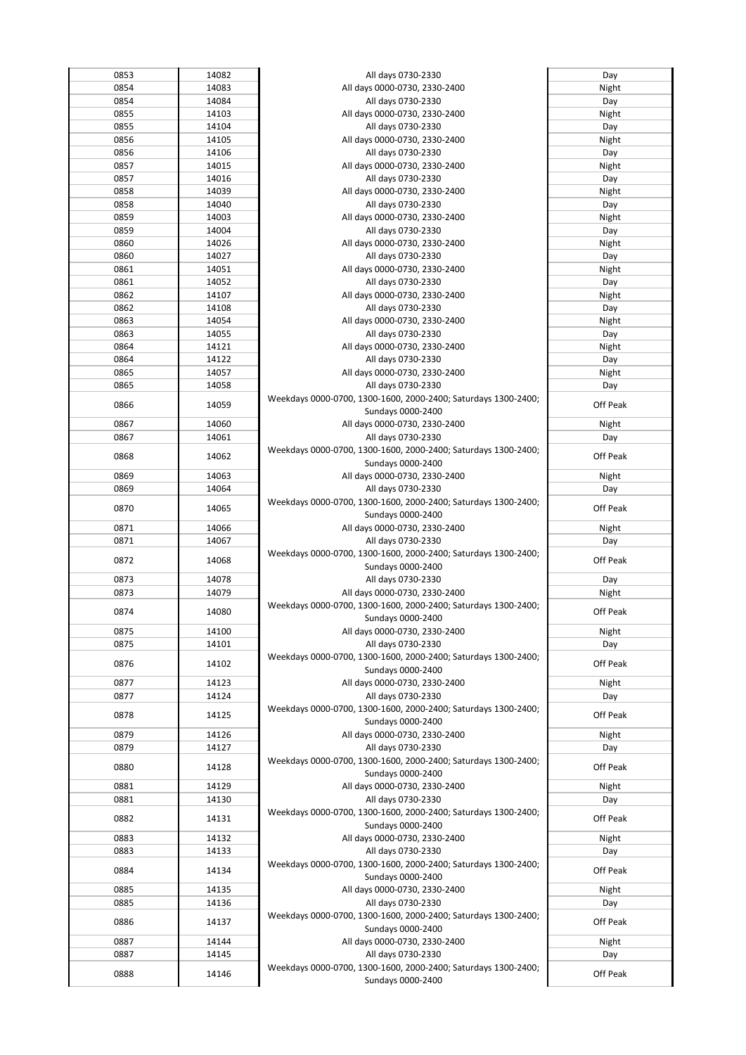| | | | |
|---|---|---|---|
| 0853 | 14082 | All days 0730-2330 | Day |
| 0854 | 14083 | All days 0000-0730, 2330-2400 | Night |
| 0854 | 14084 | All days 0730-2330 | Day |
| 0855 | 14103 | All days 0000-0730, 2330-2400 | Night |
| 0855 | 14104 | All days 0730-2330 | Day |
| 0856 | 14105 | All days 0000-0730, 2330-2400 | Night |
| 0856 | 14106 | All days 0730-2330 | Day |
| 0857 | 14015 | All days 0000-0730, 2330-2400 | Night |
| 0857 | 14016 | All days 0730-2330 | Day |
| 0858 | 14039 | All days 0000-0730, 2330-2400 | Night |
| 0858 | 14040 | All days 0730-2330 | Day |
| 0859 | 14003 | All days 0000-0730, 2330-2400 | Night |
| 0859 | 14004 | All days 0730-2330 | Day |
| 0860 | 14026 | All days 0000-0730, 2330-2400 | Night |
| 0860 | 14027 | All days 0730-2330 | Day |
| 0861 | 14051 | All days 0000-0730, 2330-2400 | Night |
| 0861 | 14052 | All days 0730-2330 | Day |
| 0862 | 14107 | All days 0000-0730, 2330-2400 | Night |
| 0862 | 14108 | All days 0730-2330 | Day |
| 0863 | 14054 | All days 0000-0730, 2330-2400 | Night |
| 0863 | 14055 | All days 0730-2330 | Day |
| 0864 | 14121 | All days 0000-0730, 2330-2400 | Night |
| 0864 | 14122 | All days 0730-2330 | Day |
| 0865 | 14057 | All days 0000-0730, 2330-2400 | Night |
| 0865 | 14058 | All days 0730-2330 | Day |
| 0866 | 14059 | Weekdays 0000-0700, 1300-1600, 2000-2400; Saturdays 1300-2400; Sundays 0000-2400 | Off Peak |
| 0867 | 14060 | All days 0000-0730, 2330-2400 | Night |
| 0867 | 14061 | All days 0730-2330 | Day |
| 0868 | 14062 | Weekdays 0000-0700, 1300-1600, 2000-2400; Saturdays 1300-2400; Sundays 0000-2400 | Off Peak |
| 0869 | 14063 | All days 0000-0730, 2330-2400 | Night |
| 0869 | 14064 | All days 0730-2330 | Day |
| 0870 | 14065 | Weekdays 0000-0700, 1300-1600, 2000-2400; Saturdays 1300-2400; Sundays 0000-2400 | Off Peak |
| 0871 | 14066 | All days 0000-0730, 2330-2400 | Night |
| 0871 | 14067 | All days 0730-2330 | Day |
| 0872 | 14068 | Weekdays 0000-0700, 1300-1600, 2000-2400; Saturdays 1300-2400; Sundays 0000-2400 | Off Peak |
| 0873 | 14078 | All days 0730-2330 | Day |
| 0873 | 14079 | All days 0000-0730, 2330-2400 | Night |
| 0874 | 14080 | Weekdays 0000-0700, 1300-1600, 2000-2400; Saturdays 1300-2400; Sundays 0000-2400 | Off Peak |
| 0875 | 14100 | All days 0000-0730, 2330-2400 | Night |
| 0875 | 14101 | All days 0730-2330 | Day |
| 0876 | 14102 | Weekdays 0000-0700, 1300-1600, 2000-2400; Saturdays 1300-2400; Sundays 0000-2400 | Off Peak |
| 0877 | 14123 | All days 0000-0730, 2330-2400 | Night |
| 0877 | 14124 | All days 0730-2330 | Day |
| 0878 | 14125 | Weekdays 0000-0700, 1300-1600, 2000-2400; Saturdays 1300-2400; Sundays 0000-2400 | Off Peak |
| 0879 | 14126 | All days 0000-0730, 2330-2400 | Night |
| 0879 | 14127 | All days 0730-2330 | Day |
| 0880 | 14128 | Weekdays 0000-0700, 1300-1600, 2000-2400; Saturdays 1300-2400; Sundays 0000-2400 | Off Peak |
| 0881 | 14129 | All days 0000-0730, 2330-2400 | Night |
| 0881 | 14130 | All days 0730-2330 | Day |
| 0882 | 14131 | Weekdays 0000-0700, 1300-1600, 2000-2400; Saturdays 1300-2400; Sundays 0000-2400 | Off Peak |
| 0883 | 14132 | All days 0000-0730, 2330-2400 | Night |
| 0883 | 14133 | All days 0730-2330 | Day |
| 0884 | 14134 | Weekdays 0000-0700, 1300-1600, 2000-2400; Saturdays 1300-2400; Sundays 0000-2400 | Off Peak |
| 0885 | 14135 | All days 0000-0730, 2330-2400 | Night |
| 0885 | 14136 | All days 0730-2330 | Day |
| 0886 | 14137 | Weekdays 0000-0700, 1300-1600, 2000-2400; Saturdays 1300-2400; Sundays 0000-2400 | Off Peak |
| 0887 | 14144 | All days 0000-0730, 2330-2400 | Night |
| 0887 | 14145 | All days 0730-2330 | Day |
| 0888 | 14146 | Weekdays 0000-0700, 1300-1600, 2000-2400; Saturdays 1300-2400; Sundays 0000-2400 | Off Peak |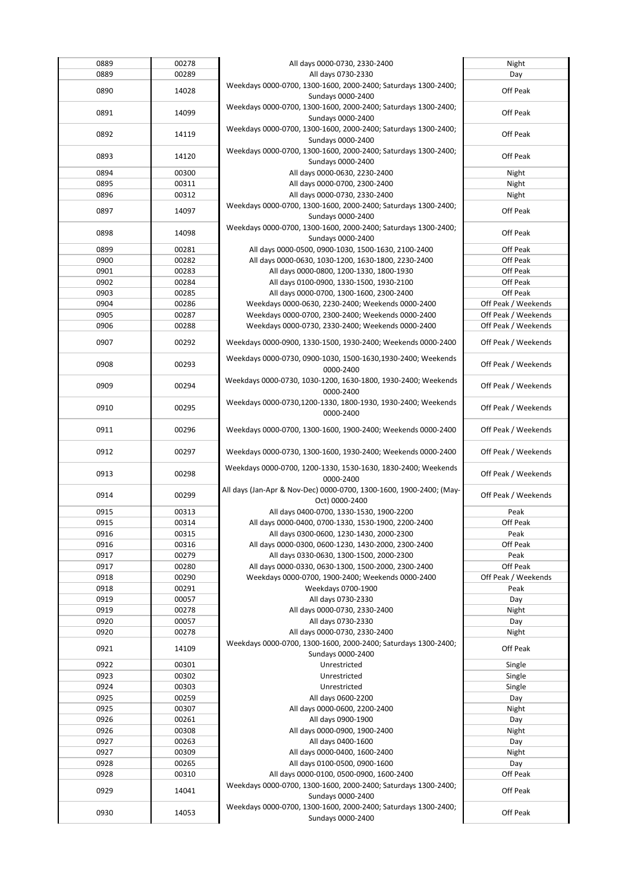| 0889 | 00278 | All days 0000-0730, 2330-2400 | Night |
|---|---|---|---|
| 0889 | 00289 | All days 0730-2330 | Day |
| 0890 | 14028 | Weekdays 0000-0700, 1300-1600, 2000-2400; Saturdays 1300-2400; Sundays 0000-2400 | Off Peak |
| 0891 | 14099 | Weekdays 0000-0700, 1300-1600, 2000-2400; Saturdays 1300-2400; Sundays 0000-2400 | Off Peak |
| 0892 | 14119 | Weekdays 0000-0700, 1300-1600, 2000-2400; Saturdays 1300-2400; Sundays 0000-2400 | Off Peak |
| 0893 | 14120 | Weekdays 0000-0700, 1300-1600, 2000-2400; Saturdays 1300-2400; Sundays 0000-2400 | Off Peak |
| 0894 | 00300 | All days 0000-0630, 2230-2400 | Night |
| 0895 | 00311 | All days 0000-0700, 2300-2400 | Night |
| 0896 | 00312 | All days 0000-0730, 2330-2400 | Night |
| 0897 | 14097 | Weekdays 0000-0700, 1300-1600, 2000-2400; Saturdays 1300-2400; Sundays 0000-2400 | Off Peak |
| 0898 | 14098 | Weekdays 0000-0700, 1300-1600, 2000-2400; Saturdays 1300-2400; Sundays 0000-2400 | Off Peak |
| 0899 | 00281 | All days 0000-0500, 0900-1030, 1500-1630, 2100-2400 | Off Peak |
| 0900 | 00282 | All days 0000-0630, 1030-1200, 1630-1800, 2230-2400 | Off Peak |
| 0901 | 00283 | All days 0000-0800, 1200-1330, 1800-1930 | Off Peak |
| 0902 | 00284 | All days 0100-0900, 1330-1500, 1930-2100 | Off Peak |
| 0903 | 00285 | All days 0000-0700, 1300-1600, 2300-2400 | Off Peak |
| 0904 | 00286 | Weekdays 0000-0630, 2230-2400; Weekends 0000-2400 | Off Peak / Weekends |
| 0905 | 00287 | Weekdays 0000-0700, 2300-2400; Weekends 0000-2400 | Off Peak / Weekends |
| 0906 | 00288 | Weekdays 0000-0730, 2330-2400; Weekends 0000-2400 | Off Peak / Weekends |
| 0907 | 00292 | Weekdays 0000-0900, 1330-1500, 1930-2400; Weekends 0000-2400 | Off Peak / Weekends |
| 0908 | 00293 | Weekdays 0000-0730, 0900-1030, 1500-1630,1930-2400; Weekends 0000-2400 | Off Peak / Weekends |
| 0909 | 00294 | Weekdays 0000-0730, 1030-1200, 1630-1800, 1930-2400; Weekends 0000-2400 | Off Peak / Weekends |
| 0910 | 00295 | Weekdays 0000-0730,1200-1330, 1800-1930, 1930-2400; Weekends 0000-2400 | Off Peak / Weekends |
| 0911 | 00296 | Weekdays 0000-0700, 1300-1600, 1900-2400; Weekends 0000-2400 | Off Peak / Weekends |
| 0912 | 00297 | Weekdays 0000-0730, 1300-1600, 1930-2400; Weekends 0000-2400 | Off Peak / Weekends |
| 0913 | 00298 | Weekdays 0000-0700, 1200-1330, 1530-1630, 1830-2400; Weekends 0000-2400 | Off Peak / Weekends |
| 0914 | 00299 | All days (Jan-Apr & Nov-Dec) 0000-0700, 1300-1600, 1900-2400; (May-Oct) 0000-2400 | Off Peak / Weekends |
| 0915 | 00313 | All days 0400-0700, 1330-1530, 1900-2200 | Peak |
| 0915 | 00314 | All days 0000-0400, 0700-1330, 1530-1900, 2200-2400 | Off Peak |
| 0916 | 00315 | All days 0300-0600, 1230-1430, 2000-2300 | Peak |
| 0916 | 00316 | All days 0000-0300, 0600-1230, 1430-2000, 2300-2400 | Off Peak |
| 0917 | 00279 | All days 0330-0630, 1300-1500, 2000-2300 | Peak |
| 0917 | 00280 | All days 0000-0330, 0630-1300, 1500-2000, 2300-2400 | Off Peak |
| 0918 | 00290 | Weekdays 0000-0700, 1900-2400; Weekends 0000-2400 | Off Peak / Weekends |
| 0918 | 00291 | Weekdays 0700-1900 | Peak |
| 0919 | 00057 | All days 0730-2330 | Day |
| 0919 | 00278 | All days 0000-0730, 2330-2400 | Night |
| 0920 | 00057 | All days 0730-2330 | Day |
| 0920 | 00278 | All days 0000-0730, 2330-2400 | Night |
| 0921 | 14109 | Weekdays 0000-0700, 1300-1600, 2000-2400; Saturdays 1300-2400; Sundays 0000-2400 | Off Peak |
| 0922 | 00301 | Unrestricted | Single |
| 0923 | 00302 | Unrestricted | Single |
| 0924 | 00303 | Unrestricted | Single |
| 0925 | 00259 | All days 0600-2200 | Day |
| 0925 | 00307 | All days 0000-0600, 2200-2400 | Night |
| 0926 | 00261 | All days 0900-1900 | Day |
| 0926 | 00308 | All days 0000-0900, 1900-2400 | Night |
| 0927 | 00263 | All days 0400-1600 | Day |
| 0927 | 00309 | All days 0000-0400, 1600-2400 | Night |
| 0928 | 00265 | All days 0100-0500, 0900-1600 | Day |
| 0928 | 00310 | All days 0000-0100, 0500-0900, 1600-2400 | Off Peak |
| 0929 | 14041 | Weekdays 0000-0700, 1300-1600, 2000-2400; Saturdays 1300-2400; Sundays 0000-2400 | Off Peak |
| 0930 | 14053 | Weekdays 0000-0700, 1300-1600, 2000-2400; Saturdays 1300-2400; Sundays 0000-2400 | Off Peak |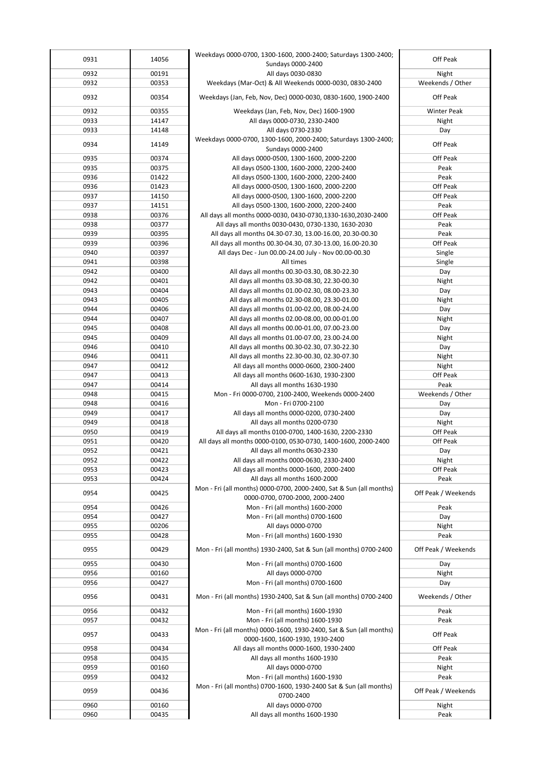| 0931 | 14056 | Weekdays 0000-0700, 1300-1600, 2000-2400; Saturdays 1300-2400; Sundays 0000-2400 | Off Peak |
|---|---|---|---|
| 0932 | 00191 | All days 0030-0830 | Night |
| 0932 | 00353 | Weekdays (Mar-Oct) & All Weekends 0000-0030, 0830-2400 | Weekends / Other |
| 0932 | 00354 | Weekdays (Jan, Feb, Nov, Dec) 0000-0030, 0830-1600, 1900-2400 | Off Peak |
| 0932 | 00355 | Weekdays (Jan, Feb, Nov, Dec) 1600-1900 | Winter Peak |
| 0933 | 14147 | All days 0000-0730, 2330-2400 | Night |
| 0933 | 14148 | All days 0730-2330 | Day |
| 0934 | 14149 | Weekdays 0000-0700, 1300-1600, 2000-2400; Saturdays 1300-2400; Sundays 0000-2400 | Off Peak |
| 0935 | 00374 | All days 0000-0500, 1300-1600, 2000-2200 | Off Peak |
| 0935 | 00375 | All days 0500-1300, 1600-2000, 2200-2400 | Peak |
| 0936 | 01422 | All days 0500-1300, 1600-2000, 2200-2400 | Peak |
| 0936 | 01423 | All days 0000-0500, 1300-1600, 2000-2200 | Off Peak |
| 0937 | 14150 | All days 0000-0500, 1300-1600, 2000-2200 | Off Peak |
| 0937 | 14151 | All days 0500-1300, 1600-2000, 2200-2400 | Peak |
| 0938 | 00376 | All days all months 0000-0030, 0430-0730,1330-1630,2030-2400 | Off Peak |
| 0938 | 00377 | All days all months 0030-0430, 0730-1330, 1630-2030 | Peak |
| 0939 | 00395 | All days all months 04.30-07.30, 13.00-16.00, 20.30-00.30 | Peak |
| 0939 | 00396 | All days all months 00.30-04.30, 07.30-13.00, 16.00-20.30 | Off Peak |
| 0940 | 00397 | All days Dec - Jun 00.00-24.00 July - Nov 00.00-00.30 | Single |
| 0941 | 00398 | All times | Single |
| 0942 | 00400 | All days all months 00.30-03.30, 08.30-22.30 | Day |
| 0942 | 00401 | All days all months 03.30-08.30, 22.30-00.30 | Night |
| 0943 | 00404 | All days all months 01.00-02.30, 08.00-23.30 | Day |
| 0943 | 00405 | All days all months 02.30-08.00, 23.30-01.00 | Night |
| 0944 | 00406 | All days all months 01.00-02.00, 08.00-24.00 | Day |
| 0944 | 00407 | All days all months 02.00-08.00, 00.00-01.00 | Night |
| 0945 | 00408 | All days all months 00.00-01.00, 07.00-23.00 | Day |
| 0945 | 00409 | All days all months 01.00-07.00, 23.00-24.00 | Night |
| 0946 | 00410 | All days all months 00.30-02.30, 07.30-22.30 | Day |
| 0946 | 00411 | All days all months 22.30-00.30, 02.30-07.30 | Night |
| 0947 | 00412 | All days all months 0000-0600, 2300-2400 | Night |
| 0947 | 00413 | All days all months 0600-1630, 1930-2300 | Off Peak |
| 0947 | 00414 | All days all months 1630-1930 | Peak |
| 0948 | 00415 | Mon - Fri 0000-0700, 2100-2400, Weekends 0000-2400 | Weekends / Other |
| 0948 | 00416 | Mon - Fri 0700-2100 | Day |
| 0949 | 00417 | All days all months 0000-0200, 0730-2400 | Day |
| 0949 | 00418 | All days all months 0200-0730 | Night |
| 0950 | 00419 | All days all months 0100-0700, 1400-1630, 2200-2330 | Off Peak |
| 0951 | 00420 | All days all months 0000-0100, 0530-0730, 1400-1600, 2000-2400 | Off Peak |
| 0952 | 00421 | All days all months 0630-2330 | Day |
| 0952 | 00422 | All days all months 0000-0630, 2330-2400 | Night |
| 0953 | 00423 | All days all months 0000-1600, 2000-2400 | Off Peak |
| 0953 | 00424 | All days all months 1600-2000 | Peak |
| 0954 | 00425 | Mon - Fri (all months) 0000-0700, 2000-2400, Sat & Sun (all months) 0000-0700, 0700-2000, 2000-2400 | Off Peak / Weekends |
| 0954 | 00426 | Mon - Fri (all months) 1600-2000 | Peak |
| 0954 | 00427 | Mon - Fri (all months) 0700-1600 | Day |
| 0955 | 00206 | All days 0000-0700 | Night |
| 0955 | 00428 | Mon - Fri (all months) 1600-1930 | Peak |
| 0955 | 00429 | Mon - Fri (all months) 1930-2400, Sat & Sun (all months) 0700-2400 | Off Peak / Weekends |
| 0955 | 00430 | Mon - Fri (all months) 0700-1600 | Day |
| 0956 | 00160 | All days 0000-0700 | Night |
| 0956 | 00427 | Mon - Fri (all months) 0700-1600 | Day |
| 0956 | 00431 | Mon - Fri (all months) 1930-2400, Sat & Sun (all months) 0700-2400 | Weekends / Other |
| 0956 | 00432 | Mon - Fri (all months) 1600-1930 | Peak |
| 0957 | 00432 | Mon - Fri (all months) 1600-1930 | Peak |
| 0957 | 00433 | Mon - Fri (all months) 0000-1600, 1930-2400, Sat & Sun (all months) 0000-1600, 1600-1930, 1930-2400 | Off Peak |
| 0958 | 00434 | All days all months 0000-1600, 1930-2400 | Off Peak |
| 0958 | 00435 | All days all months 1600-1930 | Peak |
| 0959 | 00160 | All days 0000-0700 | Night |
| 0959 | 00432 | Mon - Fri (all months) 1600-1930 | Peak |
| 0959 | 00436 | Mon - Fri (all months) 0700-1600, 1930-2400 Sat & Sun (all months) 0700-2400 | Off Peak / Weekends |
| 0960 | 00160 | All days 0000-0700 | Night |
| 0960 | 00435 | All days all months 1600-1930 | Peak |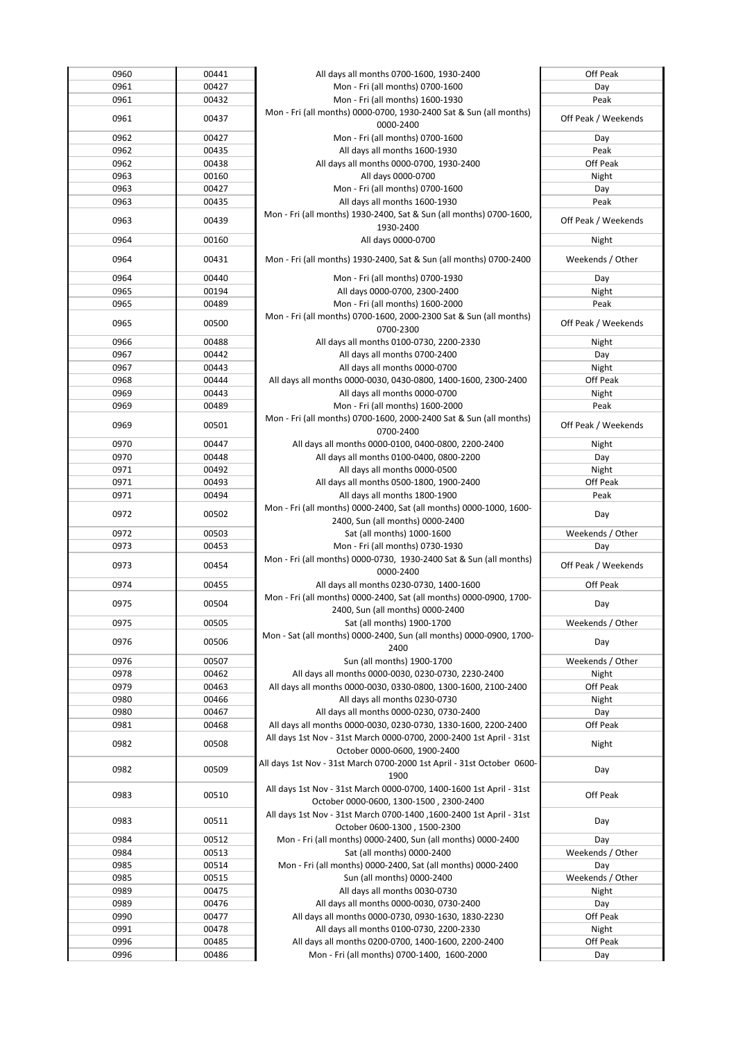| | | | |
|---|---|---|---|
| 0960 | 00441 | All days all months 0700-1600, 1930-2400 | Off Peak |
| 0961 | 00427 | Mon - Fri (all months) 0700-1600 | Day |
| 0961 | 00432 | Mon - Fri (all months) 1600-1930 | Peak |
| 0961 | 00437 | Mon - Fri (all months) 0000-0700, 1930-2400 Sat & Sun (all months) 0000-2400 | Off Peak / Weekends |
| 0962 | 00427 | Mon - Fri (all months) 0700-1600 | Day |
| 0962 | 00435 | All days all months 1600-1930 | Peak |
| 0962 | 00438 | All days all months 0000-0700, 1930-2400 | Off Peak |
| 0963 | 00160 | All days 0000-0700 | Night |
| 0963 | 00427 | Mon - Fri (all months) 0700-1600 | Day |
| 0963 | 00435 | All days all months 1600-1930 | Peak |
| 0963 | 00439 | Mon - Fri (all months) 1930-2400, Sat & Sun (all months) 0700-1600, 1930-2400 | Off Peak / Weekends |
| 0964 | 00160 | All days 0000-0700 | Night |
| 0964 | 00431 | Mon - Fri (all months) 1930-2400, Sat & Sun (all months) 0700-2400 | Weekends / Other |
| 0964 | 00440 | Mon - Fri (all months) 0700-1930 | Day |
| 0965 | 00194 | All days 0000-0700, 2300-2400 | Night |
| 0965 | 00489 | Mon - Fri (all months) 1600-2000 | Peak |
| 0965 | 00500 | Mon - Fri (all months) 0700-1600, 2000-2300 Sat & Sun (all months) 0700-2300 | Off Peak / Weekends |
| 0966 | 00488 | All days all months 0100-0730, 2200-2330 | Night |
| 0967 | 00442 | All days all months 0700-2400 | Day |
| 0967 | 00443 | All days all months 0000-0700 | Night |
| 0968 | 00444 | All days all months 0000-0030, 0430-0800, 1400-1600, 2300-2400 | Off Peak |
| 0969 | 00443 | All days all months 0000-0700 | Night |
| 0969 | 00489 | Mon - Fri (all months) 1600-2000 | Peak |
| 0969 | 00501 | Mon - Fri (all months) 0700-1600, 2000-2400 Sat & Sun (all months) 0700-2400 | Off Peak / Weekends |
| 0970 | 00447 | All days all months 0000-0100, 0400-0800, 2200-2400 | Night |
| 0970 | 00448 | All days all months 0100-0400, 0800-2200 | Day |
| 0971 | 00492 | All days all months 0000-0500 | Night |
| 0971 | 00493 | All days all months 0500-1800, 1900-2400 | Off Peak |
| 0971 | 00494 | All days all months 1800-1900 | Peak |
| 0972 | 00502 | Mon - Fri (all months) 0000-2400, Sat (all months) 0000-1000, 1600-2400, Sun (all months) 0000-2400 | Day |
| 0972 | 00503 | Sat (all months) 1000-1600 | Weekends / Other |
| 0973 | 00453 | Mon - Fri (all months) 0730-1930 | Day |
| 0973 | 00454 | Mon - Fri (all months) 0000-0730, 1930-2400 Sat & Sun (all months) 0000-2400 | Off Peak / Weekends |
| 0974 | 00455 | All days all months 0230-0730, 1400-1600 | Off Peak |
| 0975 | 00504 | Mon - Fri (all months) 0000-2400, Sat (all months) 0000-0900, 1700-2400, Sun (all months) 0000-2400 | Day |
| 0975 | 00505 | Sat (all months) 1900-1700 | Weekends / Other |
| 0976 | 00506 | Mon - Sat (all months) 0000-2400, Sun (all months) 0000-0900, 1700-2400 | Day |
| 0976 | 00507 | Sun (all months) 1900-1700 | Weekends / Other |
| 0978 | 00462 | All days all months 0000-0030, 0230-0730, 2230-2400 | Night |
| 0979 | 00463 | All days all months 0000-0030, 0330-0800, 1300-1600, 2100-2400 | Off Peak |
| 0980 | 00466 | All days all months 0230-0730 | Night |
| 0980 | 00467 | All days all months 0000-0230, 0730-2400 | Day |
| 0981 | 00468 | All days all months 0000-0030, 0230-0730, 1330-1600, 2200-2400 | Off Peak |
| 0982 | 00508 | All days 1st Nov - 31st March 0000-0700, 2000-2400 1st April - 31st October 0000-0600, 1900-2400 | Night |
| 0982 | 00509 | All days 1st Nov - 31st March 0700-2000 1st April - 31st October 0600-1900 | Day |
| 0983 | 00510 | All days 1st Nov - 31st March 0000-0700, 1400-1600 1st April - 31st October 0000-0600, 1300-1500 , 2300-2400 | Off Peak |
| 0983 | 00511 | All days 1st Nov - 31st March 0700-1400 ,1600-2400 1st April - 31st October 0600-1300 , 1500-2300 | Day |
| 0984 | 00512 | Mon - Fri (all months) 0000-2400, Sun (all months) 0000-2400 | Day |
| 0984 | 00513 | Sat (all months) 0000-2400 | Weekends / Other |
| 0985 | 00514 | Mon - Fri (all months) 0000-2400, Sat (all months) 0000-2400 | Day |
| 0985 | 00515 | Sun (all months) 0000-2400 | Weekends / Other |
| 0989 | 00475 | All days all months 0030-0730 | Night |
| 0989 | 00476 | All days all months 0000-0030, 0730-2400 | Day |
| 0990 | 00477 | All days all months 0000-0730, 0930-1630, 1830-2230 | Off Peak |
| 0991 | 00478 | All days all months 0100-0730, 2200-2330 | Night |
| 0996 | 00485 | All days all months 0200-0700, 1400-1600, 2200-2400 | Off Peak |
| 0996 | 00486 | Mon - Fri (all months) 0700-1400, 1600-2000 | Day |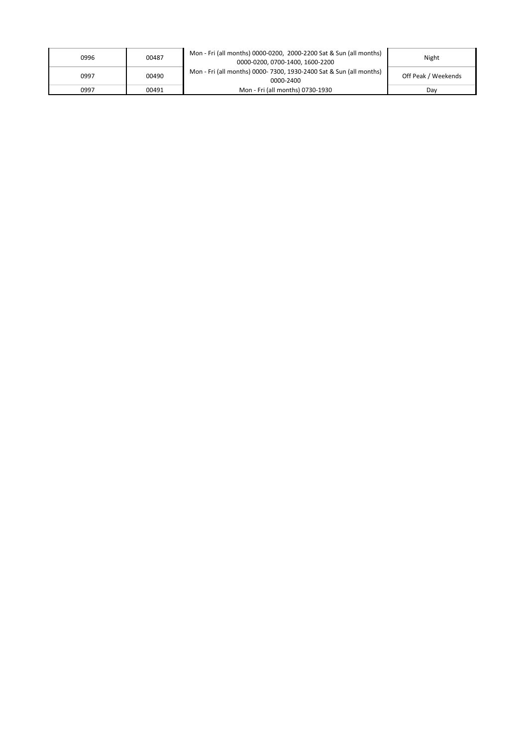| | | | |
|---|---|---|---|
| 0996 | 00487 | Mon - Fri (all months) 0000-0200, 2000-2200 Sat & Sun (all months) 0000-0200, 0700-1400, 1600-2200 | Night |
| 0997 | 00490 | Mon - Fri (all months) 0000- 7300, 1930-2400 Sat & Sun (all months) 0000-2400 | Off Peak / Weekends |
| 0997 | 00491 | Mon - Fri (all months) 0730-1930 | Day |